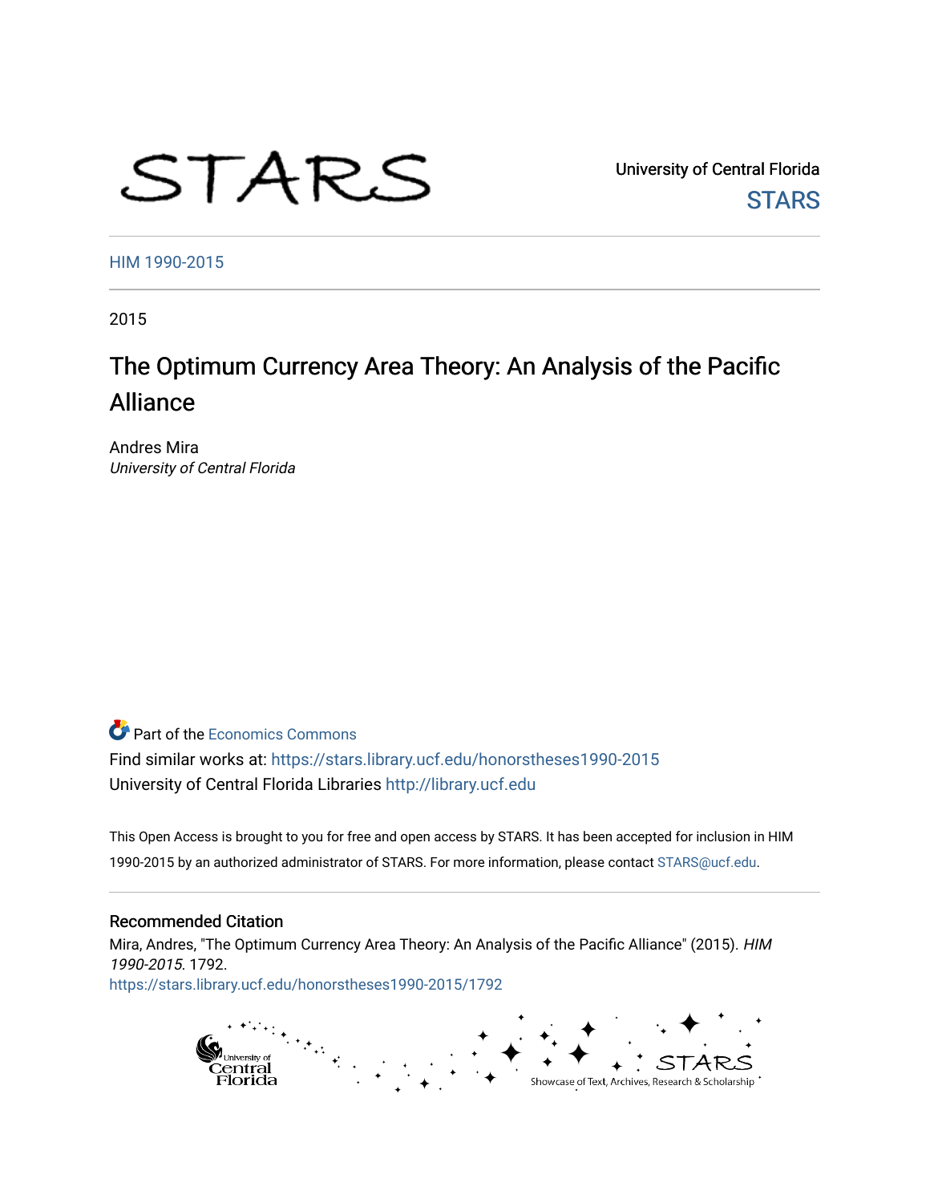University of Central Florida

STARS

HIM 1990-2015

2015

# The Optimum Currency Area Theory: An Analysis of the Pacific Alliance

Andres Mira
*University of Central Florida*

Part of the Economics Commons

Find similar works at: https://stars.library.ucf.edu/honorstheses1990-2015

University of Central Florida Libraries http://library.ucf.edu

This Open Access is brought to you for free and open access by STARS. It has been accepted for inclusion in HIM 1990-2015 by an authorized administrator of STARS. For more information, please contact STARS@ucf.edu.

## Recommended Citation

Mira, Andres, "The Optimum Currency Area Theory: An Analysis of the Pacific Alliance" (2015). *HIM 1990-2015*. 1792.
https://stars.library.ucf.edu/honorstheses1990-2015/1792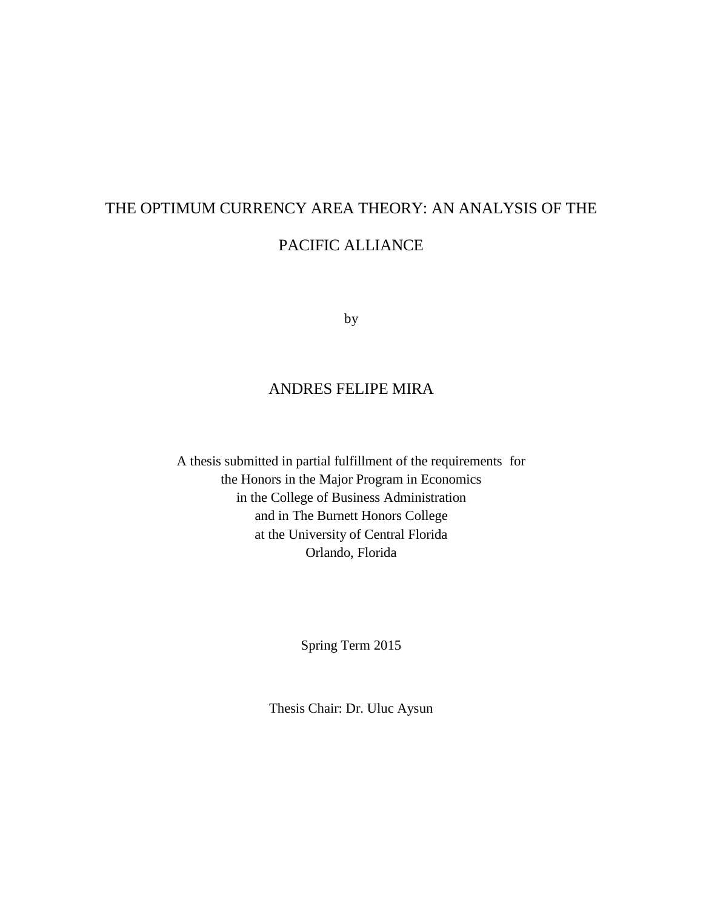# THE OPTIMUM CURRENCY AREA THEORY: AN ANALYSIS OF THE PACIFIC ALLIANCE

by

ANDRES FELIPE MIRA

A thesis submitted in partial fulfillment of the requirements for
the Honors in the Major Program in Economics
in the College of Business Administration
and in The Burnett Honors College
at the University of Central Florida
Orlando, Florida

Spring Term 2015

Thesis Chair: Dr. Uluc Aysun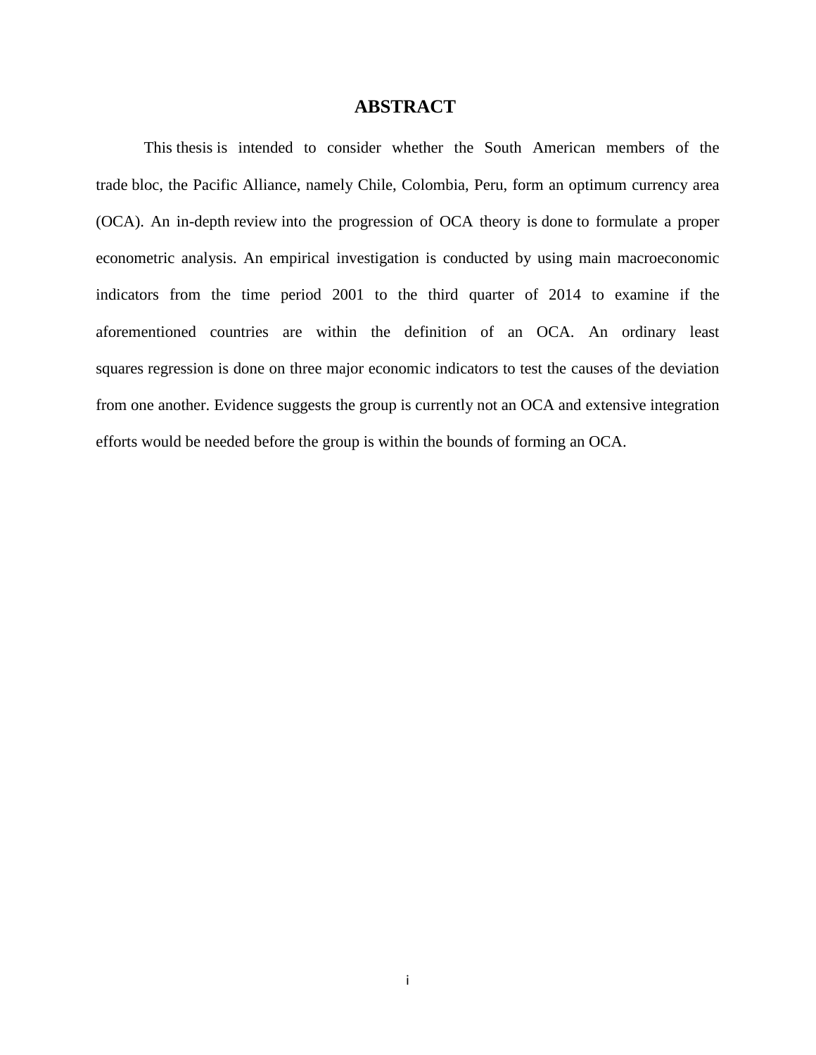# ABSTRACT

This thesis is intended to consider whether the South American members of the trade bloc, the Pacific Alliance, namely Chile, Colombia, Peru, form an optimum currency area (OCA). An in-depth review into the progression of OCA theory is done to formulate a proper econometric analysis. An empirical investigation is conducted by using main macroeconomic indicators from the time period 2001 to the third quarter of 2014 to examine if the aforementioned countries are within the definition of an OCA. An ordinary least squares regression is done on three major economic indicators to test the causes of the deviation from one another. Evidence suggests the group is currently not an OCA and extensive integration efforts would be needed before the group is within the bounds of forming an OCA.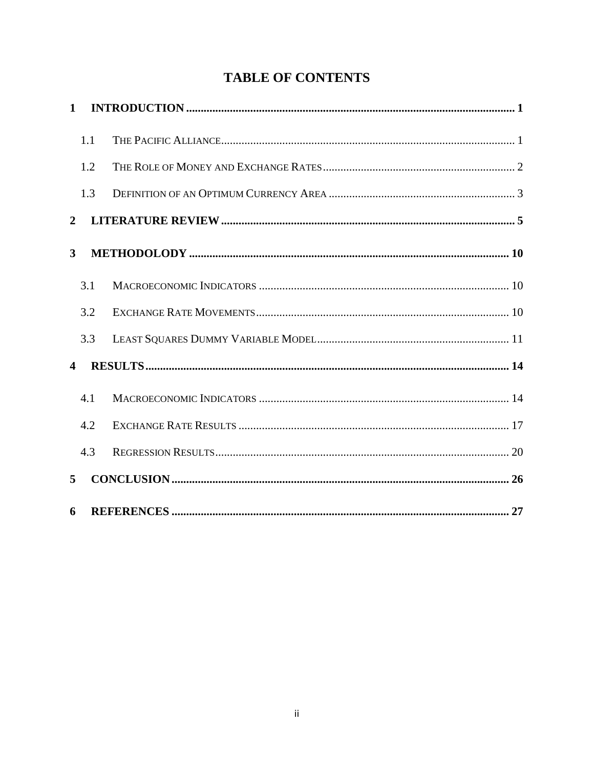# TABLE OF CONTENTS

**1 INTRODUCTION ............................................................................................................ 1**

1.1 THE PACIFIC ALLIANCE ................................................................................................ 1

1.2 THE ROLE OF MONEY AND EXCHANGE RATES ............................................................ 2

1.3 DEFINITION OF AN OPTIMUM CURRENCY AREA ......................................................... 3

**2 LITERATURE REVIEW ................................................................................................ 5**

**3 METHODOLODY ........................................................................................................ 10**

3.1 MACROECONOMIC INDICATORS .................................................................................. 10

3.2 EXCHANGE RATE MOVEMENTS .................................................................................... 10

3.3 LEAST SQUARES DUMMY VARIABLE MODEL ............................................................... 11

**4 RESULTS ...................................................................................................................... 14**

4.1 MACROECONOMIC INDICATORS .................................................................................. 14

4.2 EXCHANGE RATE RESULTS ........................................................................................... 17

4.3 REGRESSION RESULTS .................................................................................................. 20

**5 CONCLUSION .............................................................................................................. 26**

**6 REFERENCES .............................................................................................................. 27**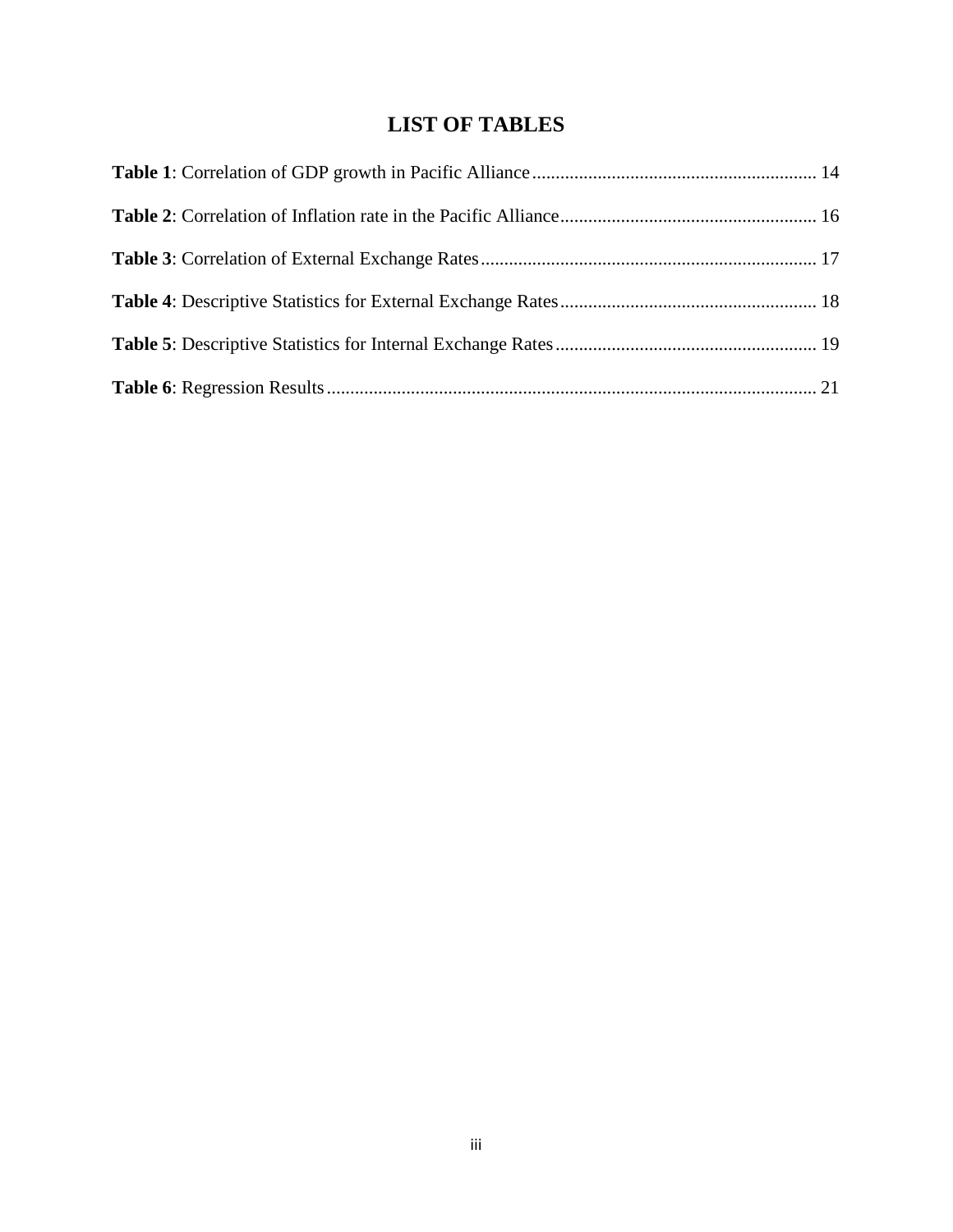# LIST OF TABLES

**Table 1**: Correlation of GDP growth in Pacific Alliance ............................................................ 14

**Table 2**: Correlation of Inflation rate in the Pacific Alliance ...................................................... 16

**Table 3**: Correlation of External Exchange Rates ....................................................................... 17

**Table 4**: Descriptive Statistics for External Exchange Rates ...................................................... 18

**Table 5**: Descriptive Statistics for Internal Exchange Rates ....................................................... 19

**Table 6**: Regression Results ......................................................................................................... 21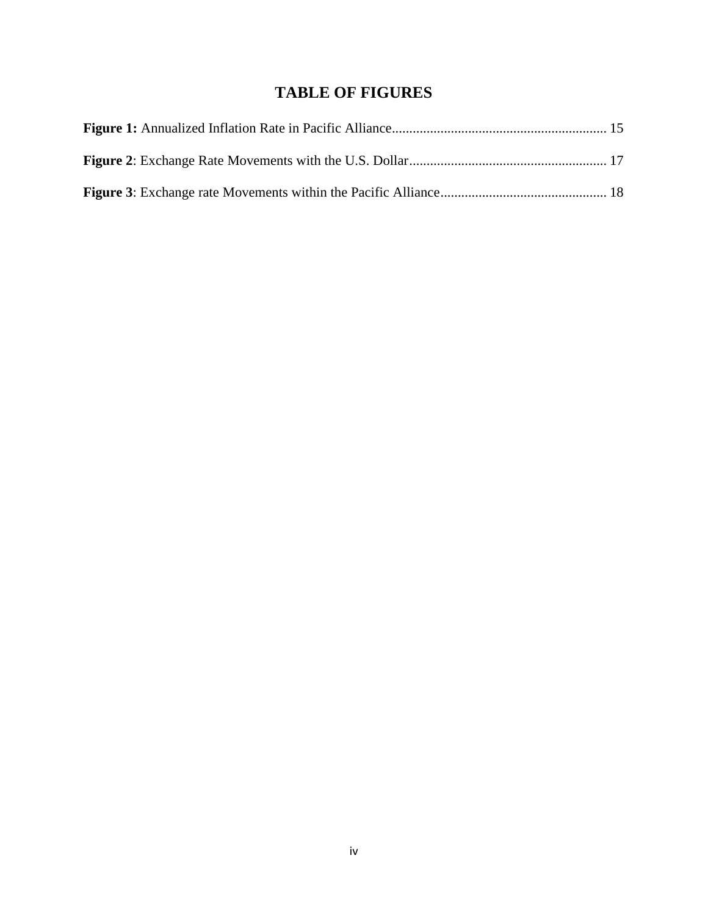# TABLE OF FIGURES

**Figure 1:** Annualized Inflation Rate in Pacific Alliance............................................................. 15

**Figure 2**: Exchange Rate Movements with the U.S. Dollar......................................................... 17

**Figure 3**: Exchange rate Movements within the Pacific Alliance............................................... 18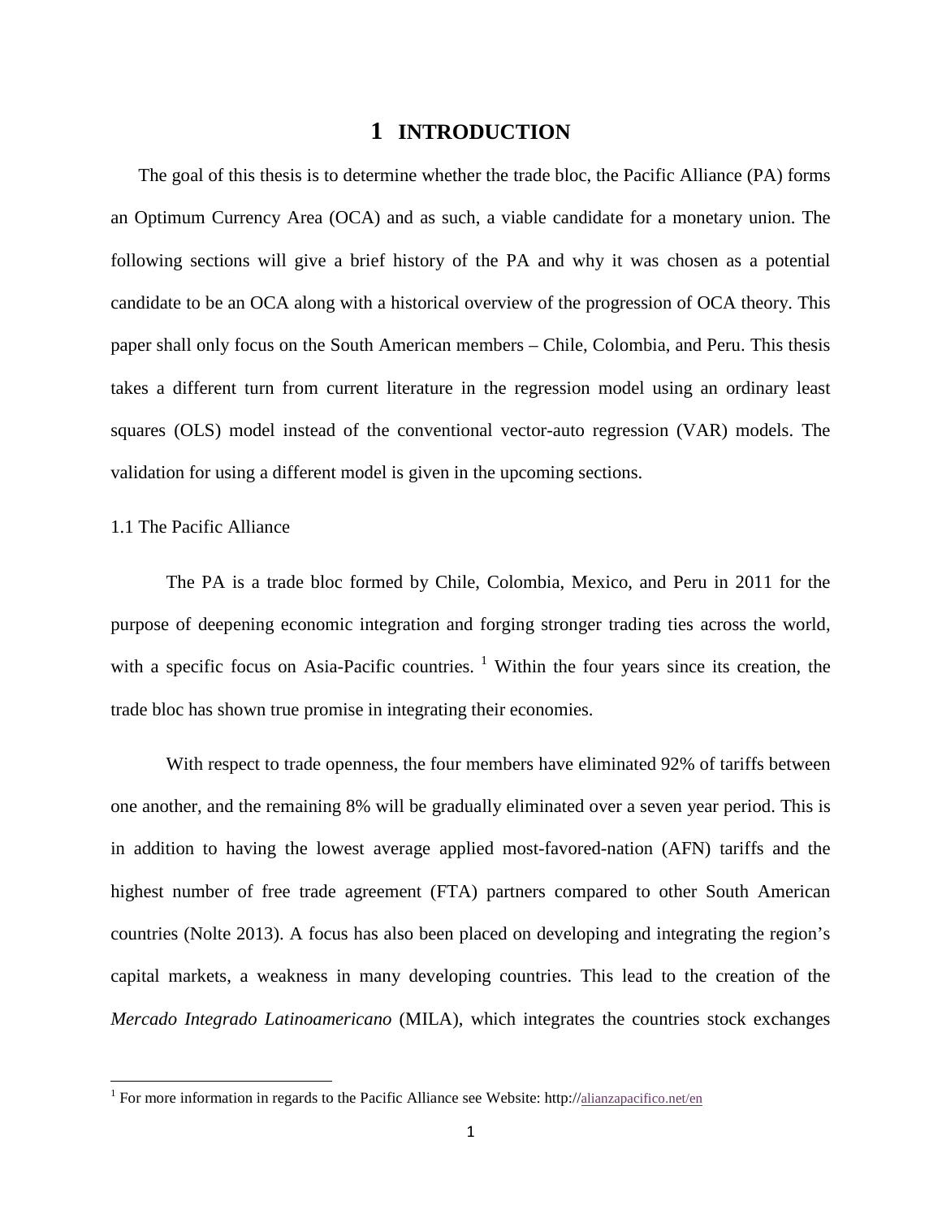# 1 INTRODUCTION

The goal of this thesis is to determine whether the trade bloc, the Pacific Alliance (PA) forms an Optimum Currency Area (OCA) and as such, a viable candidate for a monetary union. The following sections will give a brief history of the PA and why it was chosen as a potential candidate to be an OCA along with a historical overview of the progression of OCA theory. This paper shall only focus on the South American members – Chile, Colombia, and Peru. This thesis takes a different turn from current literature in the regression model using an ordinary least squares (OLS) model instead of the conventional vector-auto regression (VAR) models. The validation for using a different model is given in the upcoming sections.

1.1 The Pacific Alliance

The PA is a trade bloc formed by Chile, Colombia, Mexico, and Peru in 2011 for the purpose of deepening economic integration and forging stronger trading ties across the world, with a specific focus on Asia-Pacific countries. [1] Within the four years since its creation, the trade bloc has shown true promise in integrating their economies.

With respect to trade openness, the four members have eliminated 92% of tariffs between one another, and the remaining 8% will be gradually eliminated over a seven year period. This is in addition to having the lowest average applied most-favored-nation (AFN) tariffs and the highest number of free trade agreement (FTA) partners compared to other South American countries (Nolte 2013). A focus has also been placed on developing and integrating the region's capital markets, a weakness in many developing countries. This lead to the creation of the *Mercado Integrado Latinoamericano* (MILA), which integrates the countries stock exchanges

[1] For more information in regards to the Pacific Alliance see Website: http://alianzapacifico.net/en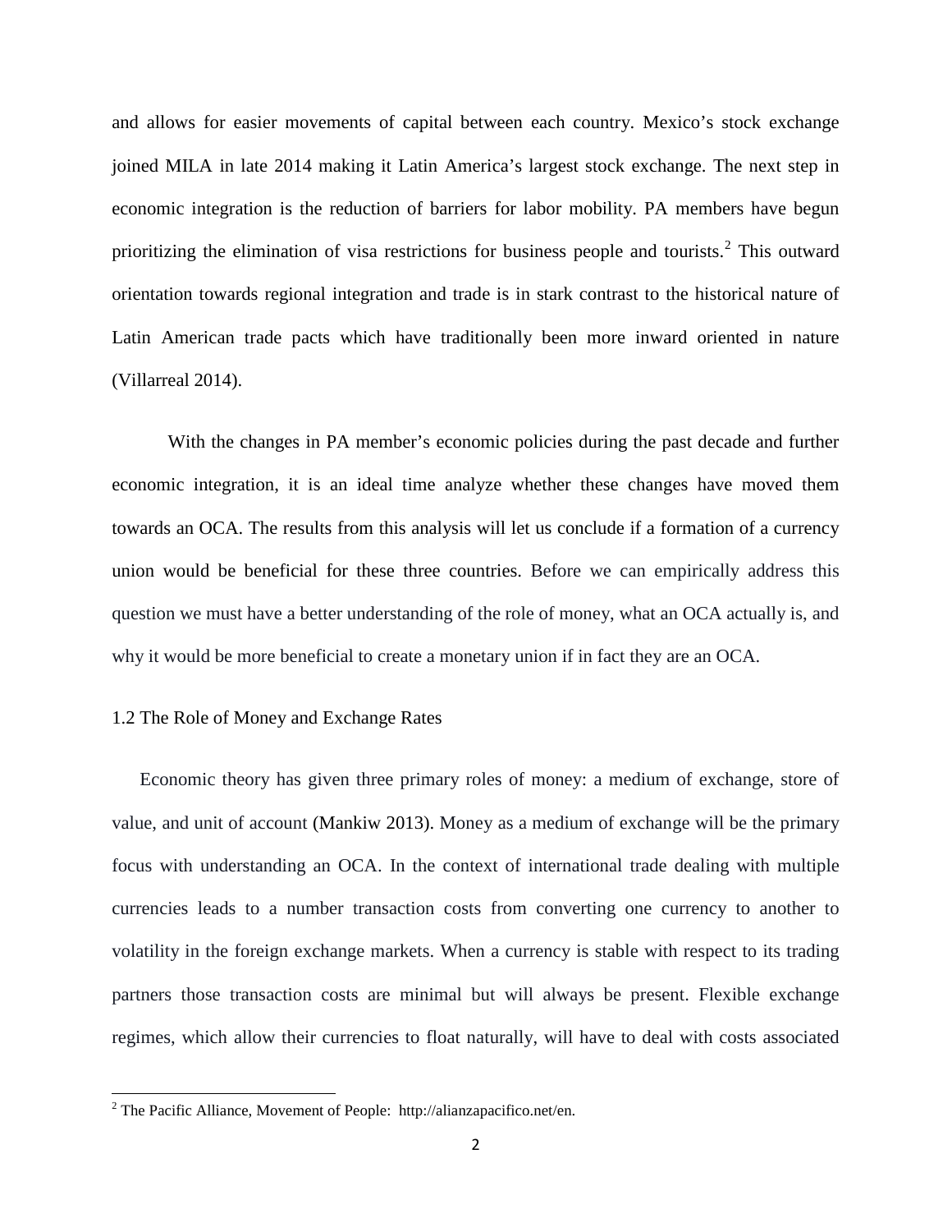and allows for easier movements of capital between each country. Mexico's stock exchange joined MILA in late 2014 making it Latin America's largest stock exchange. The next step in economic integration is the reduction of barriers for labor mobility. PA members have begun prioritizing the elimination of visa restrictions for business people and tourists.[2] This outward orientation towards regional integration and trade is in stark contrast to the historical nature of Latin American trade pacts which have traditionally been more inward oriented in nature (Villarreal 2014).

With the changes in PA member's economic policies during the past decade and further economic integration, it is an ideal time analyze whether these changes have moved them towards an OCA. The results from this analysis will let us conclude if a formation of a currency union would be beneficial for these three countries. Before we can empirically address this question we must have a better understanding of the role of money, what an OCA actually is, and why it would be more beneficial to create a monetary union if in fact they are an OCA.

## 1.2 The Role of Money and Exchange Rates

Economic theory has given three primary roles of money: a medium of exchange, store of value, and unit of account (Mankiw 2013). Money as a medium of exchange will be the primary focus with understanding an OCA. In the context of international trade dealing with multiple currencies leads to a number transaction costs from converting one currency to another to volatility in the foreign exchange markets. When a currency is stable with respect to its trading partners those transaction costs are minimal but will always be present. Flexible exchange regimes, which allow their currencies to float naturally, will have to deal with costs associated

[2] The Pacific Alliance, Movement of People: http://alianzapacifico.net/en.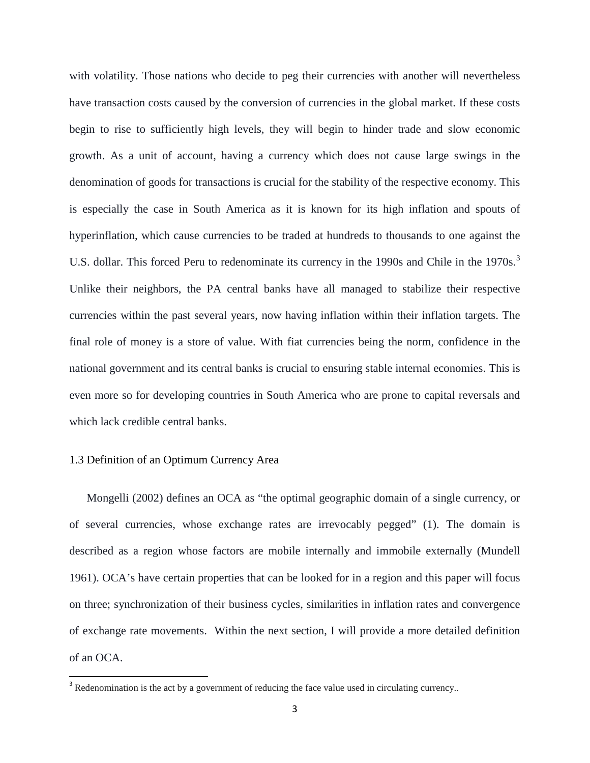with volatility. Those nations who decide to peg their currencies with another will nevertheless have transaction costs caused by the conversion of currencies in the global market. If these costs begin to rise to sufficiently high levels, they will begin to hinder trade and slow economic growth. As a unit of account, having a currency which does not cause large swings in the denomination of goods for transactions is crucial for the stability of the respective economy. This is especially the case in South America as it is known for its high inflation and spouts of hyperinflation, which cause currencies to be traded at hundreds to thousands to one against the U.S. dollar. This forced Peru to redenominate its currency in the 1990s and Chile in the 1970s.[3] Unlike their neighbors, the PA central banks have all managed to stabilize their respective currencies within the past several years, now having inflation within their inflation targets. The final role of money is a store of value. With fiat currencies being the norm, confidence in the national government and its central banks is crucial to ensuring stable internal economies. This is even more so for developing countries in South America who are prone to capital reversals and which lack credible central banks.

### 1.3 Definition of an Optimum Currency Area

Mongelli (2002) defines an OCA as "the optimal geographic domain of a single currency, or of several currencies, whose exchange rates are irrevocably pegged" (1). The domain is described as a region whose factors are mobile internally and immobile externally (Mundell 1961). OCA's have certain properties that can be looked for in a region and this paper will focus on three; synchronization of their business cycles, similarities in inflation rates and convergence of exchange rate movements. Within the next section, I will provide a more detailed definition of an OCA.

[3] Redenomination is the act by a government of reducing the face value used in circulating currency..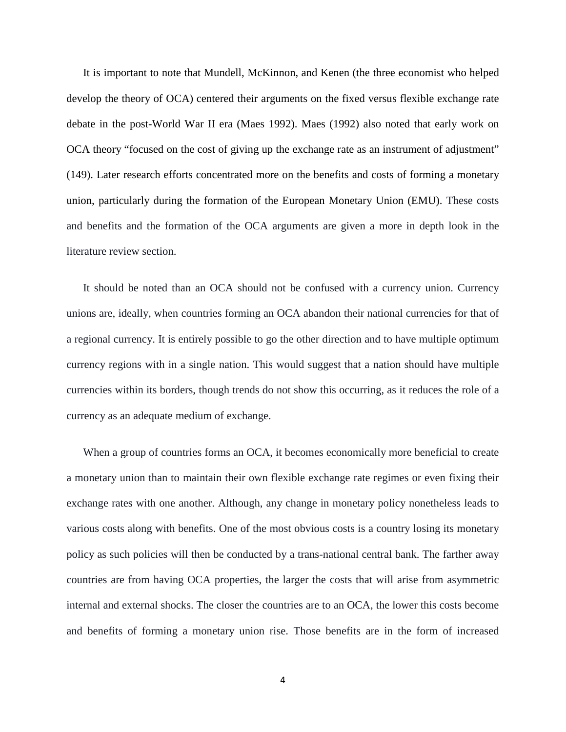It is important to note that Mundell, McKinnon, and Kenen (the three economist who helped develop the theory of OCA) centered their arguments on the fixed versus flexible exchange rate debate in the post-World War II era (Maes 1992). Maes (1992) also noted that early work on OCA theory "focused on the cost of giving up the exchange rate as an instrument of adjustment" (149). Later research efforts concentrated more on the benefits and costs of forming a monetary union, particularly during the formation of the European Monetary Union (EMU). These costs and benefits and the formation of the OCA arguments are given a more in depth look in the literature review section.

It should be noted than an OCA should not be confused with a currency union. Currency unions are, ideally, when countries forming an OCA abandon their national currencies for that of a regional currency. It is entirely possible to go the other direction and to have multiple optimum currency regions with in a single nation. This would suggest that a nation should have multiple currencies within its borders, though trends do not show this occurring, as it reduces the role of a currency as an adequate medium of exchange.

When a group of countries forms an OCA, it becomes economically more beneficial to create a monetary union than to maintain their own flexible exchange rate regimes or even fixing their exchange rates with one another. Although, any change in monetary policy nonetheless leads to various costs along with benefits. One of the most obvious costs is a country losing its monetary policy as such policies will then be conducted by a trans-national central bank. The farther away countries are from having OCA properties, the larger the costs that will arise from asymmetric internal and external shocks. The closer the countries are to an OCA, the lower this costs become and benefits of forming a monetary union rise. Those benefits are in the form of increased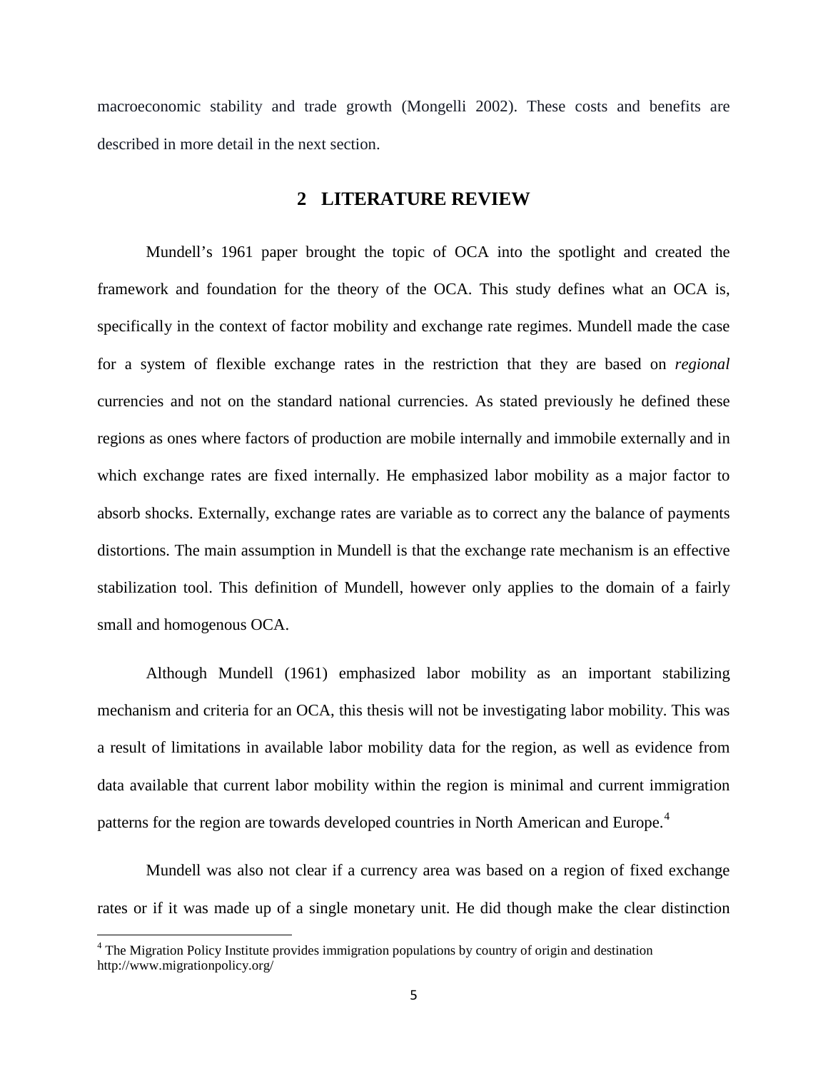macroeconomic stability and trade growth (Mongelli 2002). These costs and benefits are described in more detail in the next section.

## 2 LITERATURE REVIEW

Mundell's 1961 paper brought the topic of OCA into the spotlight and created the framework and foundation for the theory of the OCA. This study defines what an OCA is, specifically in the context of factor mobility and exchange rate regimes. Mundell made the case for a system of flexible exchange rates in the restriction that they are based on *regional* currencies and not on the standard national currencies. As stated previously he defined these regions as ones where factors of production are mobile internally and immobile externally and in which exchange rates are fixed internally. He emphasized labor mobility as a major factor to absorb shocks. Externally, exchange rates are variable as to correct any the balance of payments distortions. The main assumption in Mundell is that the exchange rate mechanism is an effective stabilization tool. This definition of Mundell, however only applies to the domain of a fairly small and homogenous OCA.

Although Mundell (1961) emphasized labor mobility as an important stabilizing mechanism and criteria for an OCA, this thesis will not be investigating labor mobility. This was a result of limitations in available labor mobility data for the region, as well as evidence from data available that current labor mobility within the region is minimal and current immigration patterns for the region are towards developed countries in North American and Europe.[4]

Mundell was also not clear if a currency area was based on a region of fixed exchange rates or if it was made up of a single monetary unit. He did though make the clear distinction

[4] The Migration Policy Institute provides immigration populations by country of origin and destination http://www.migrationpolicy.org/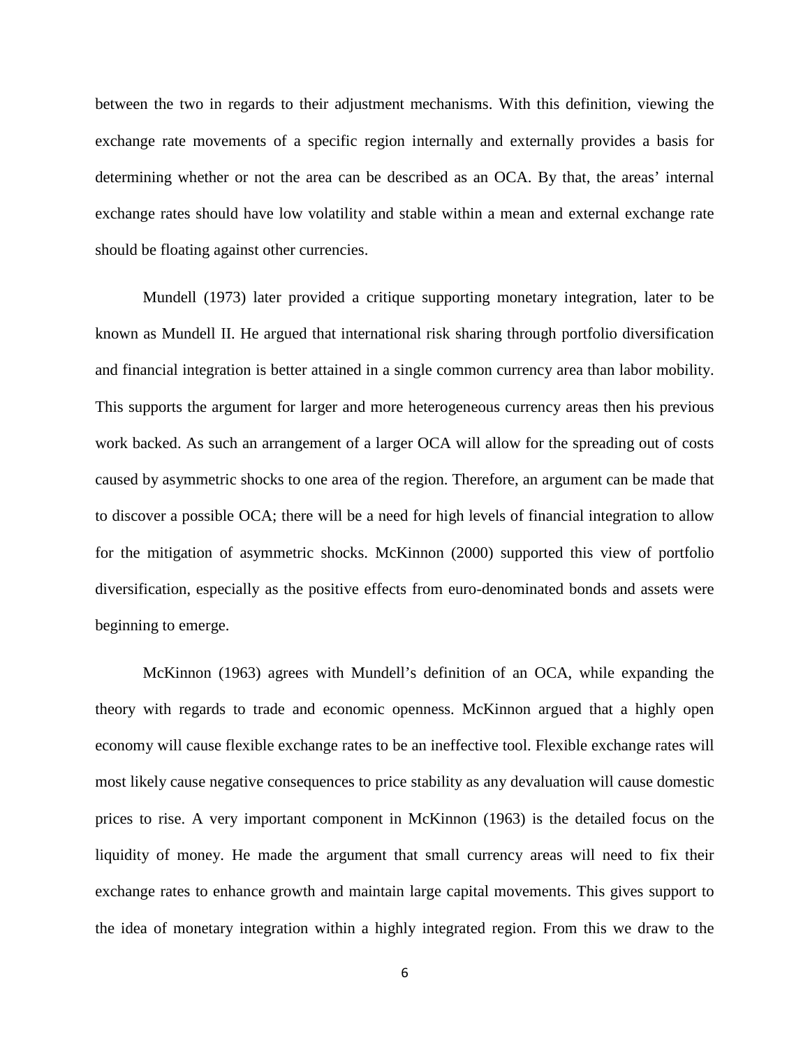between the two in regards to their adjustment mechanisms. With this definition, viewing the exchange rate movements of a specific region internally and externally provides a basis for determining whether or not the area can be described as an OCA. By that, the areas' internal exchange rates should have low volatility and stable within a mean and external exchange rate should be floating against other currencies.

Mundell (1973) later provided a critique supporting monetary integration, later to be known as Mundell II. He argued that international risk sharing through portfolio diversification and financial integration is better attained in a single common currency area than labor mobility. This supports the argument for larger and more heterogeneous currency areas then his previous work backed. As such an arrangement of a larger OCA will allow for the spreading out of costs caused by asymmetric shocks to one area of the region. Therefore, an argument can be made that to discover a possible OCA; there will be a need for high levels of financial integration to allow for the mitigation of asymmetric shocks. McKinnon (2000) supported this view of portfolio diversification, especially as the positive effects from euro-denominated bonds and assets were beginning to emerge.

McKinnon (1963) agrees with Mundell's definition of an OCA, while expanding the theory with regards to trade and economic openness. McKinnon argued that a highly open economy will cause flexible exchange rates to be an ineffective tool. Flexible exchange rates will most likely cause negative consequences to price stability as any devaluation will cause domestic prices to rise. A very important component in McKinnon (1963) is the detailed focus on the liquidity of money. He made the argument that small currency areas will need to fix their exchange rates to enhance growth and maintain large capital movements. This gives support to the idea of monetary integration within a highly integrated region. From this we draw to the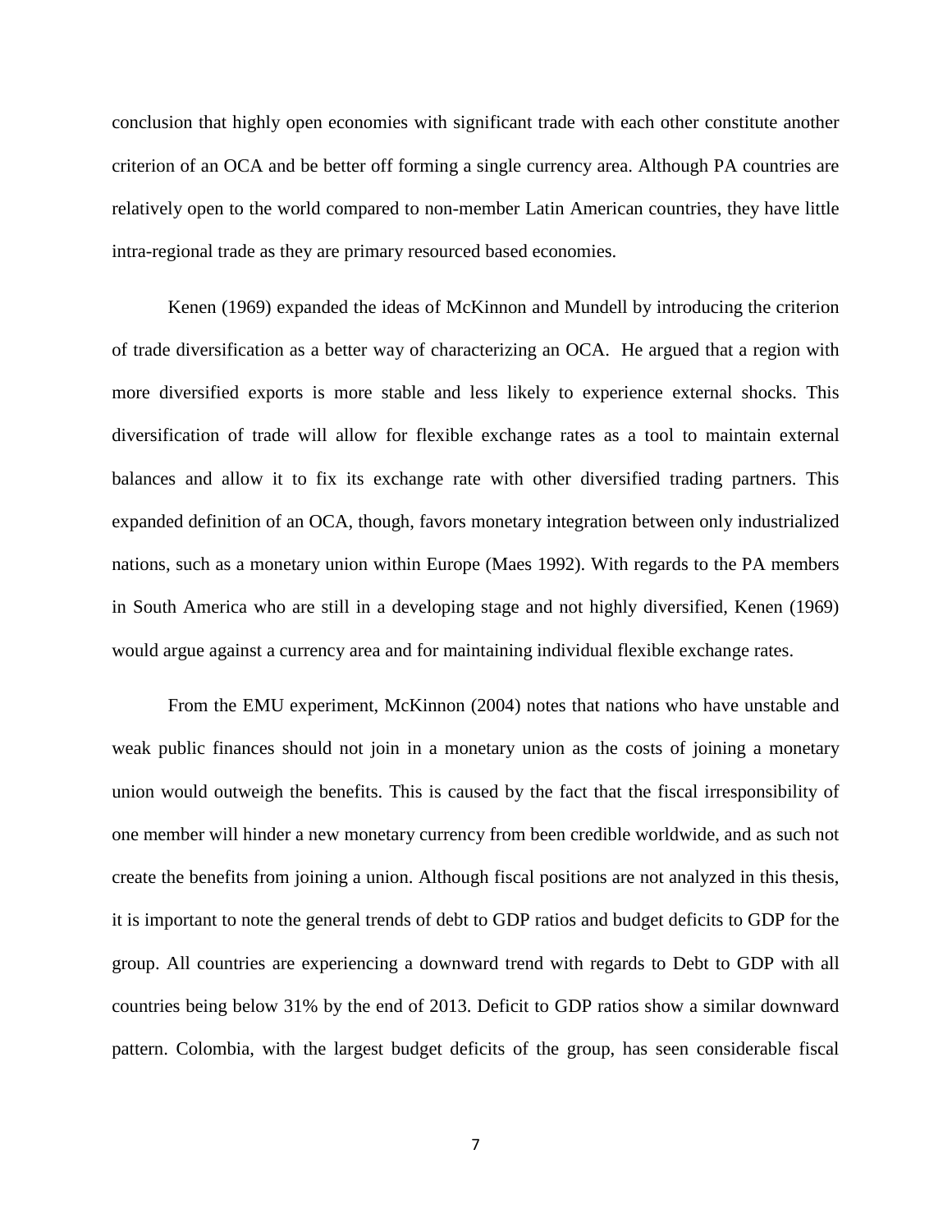conclusion that highly open economies with significant trade with each other constitute another criterion of an OCA and be better off forming a single currency area. Although PA countries are relatively open to the world compared to non-member Latin American countries, they have little intra-regional trade as they are primary resourced based economies.

Kenen (1969) expanded the ideas of McKinnon and Mundell by introducing the criterion of trade diversification as a better way of characterizing an OCA. He argued that a region with more diversified exports is more stable and less likely to experience external shocks. This diversification of trade will allow for flexible exchange rates as a tool to maintain external balances and allow it to fix its exchange rate with other diversified trading partners. This expanded definition of an OCA, though, favors monetary integration between only industrialized nations, such as a monetary union within Europe (Maes 1992). With regards to the PA members in South America who are still in a developing stage and not highly diversified, Kenen (1969) would argue against a currency area and for maintaining individual flexible exchange rates.

From the EMU experiment, McKinnon (2004) notes that nations who have unstable and weak public finances should not join in a monetary union as the costs of joining a monetary union would outweigh the benefits. This is caused by the fact that the fiscal irresponsibility of one member will hinder a new monetary currency from been credible worldwide, and as such not create the benefits from joining a union. Although fiscal positions are not analyzed in this thesis, it is important to note the general trends of debt to GDP ratios and budget deficits to GDP for the group. All countries are experiencing a downward trend with regards to Debt to GDP with all countries being below 31% by the end of 2013. Deficit to GDP ratios show a similar downward pattern. Colombia, with the largest budget deficits of the group, has seen considerable fiscal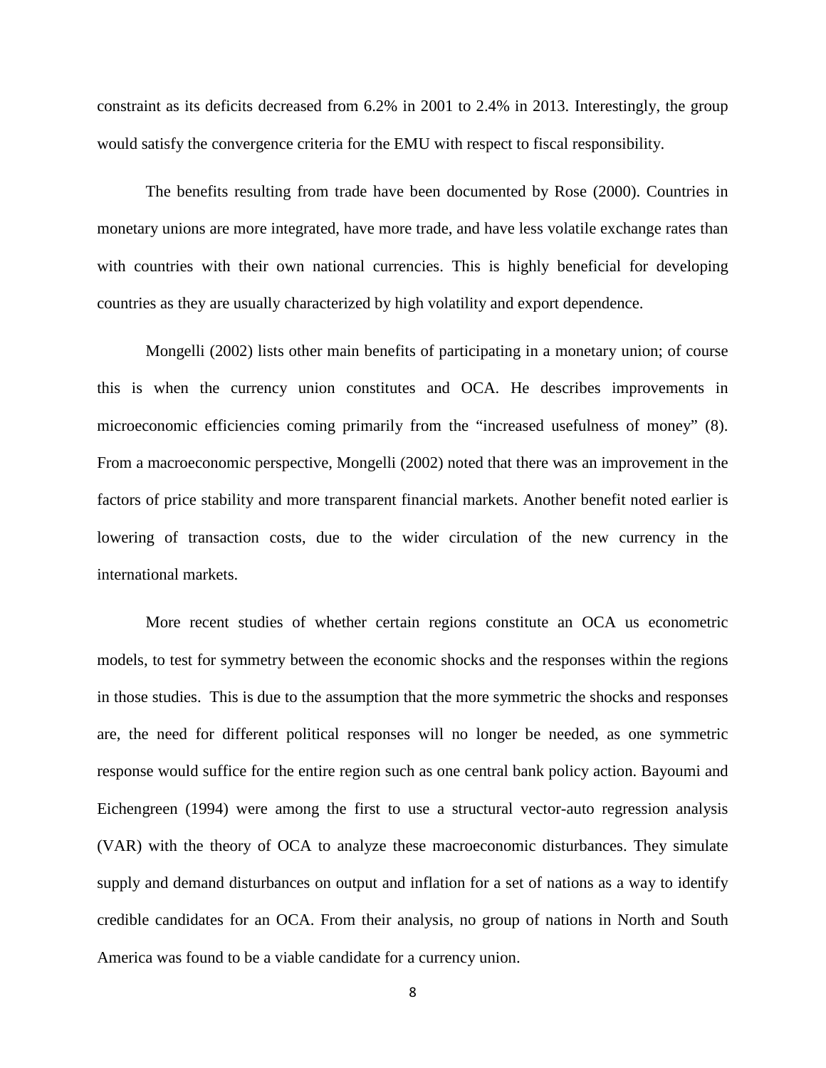constraint as its deficits decreased from 6.2% in 2001 to 2.4% in 2013. Interestingly, the group would satisfy the convergence criteria for the EMU with respect to fiscal responsibility.

The benefits resulting from trade have been documented by Rose (2000). Countries in monetary unions are more integrated, have more trade, and have less volatile exchange rates than with countries with their own national currencies. This is highly beneficial for developing countries as they are usually characterized by high volatility and export dependence.

Mongelli (2002) lists other main benefits of participating in a monetary union; of course this is when the currency union constitutes and OCA. He describes improvements in microeconomic efficiencies coming primarily from the "increased usefulness of money" (8). From a macroeconomic perspective, Mongelli (2002) noted that there was an improvement in the factors of price stability and more transparent financial markets. Another benefit noted earlier is lowering of transaction costs, due to the wider circulation of the new currency in the international markets.

More recent studies of whether certain regions constitute an OCA us econometric models, to test for symmetry between the economic shocks and the responses within the regions in those studies. This is due to the assumption that the more symmetric the shocks and responses are, the need for different political responses will no longer be needed, as one symmetric response would suffice for the entire region such as one central bank policy action. Bayoumi and Eichengreen (1994) were among the first to use a structural vector-auto regression analysis (VAR) with the theory of OCA to analyze these macroeconomic disturbances. They simulate supply and demand disturbances on output and inflation for a set of nations as a way to identify credible candidates for an OCA. From their analysis, no group of nations in North and South America was found to be a viable candidate for a currency union.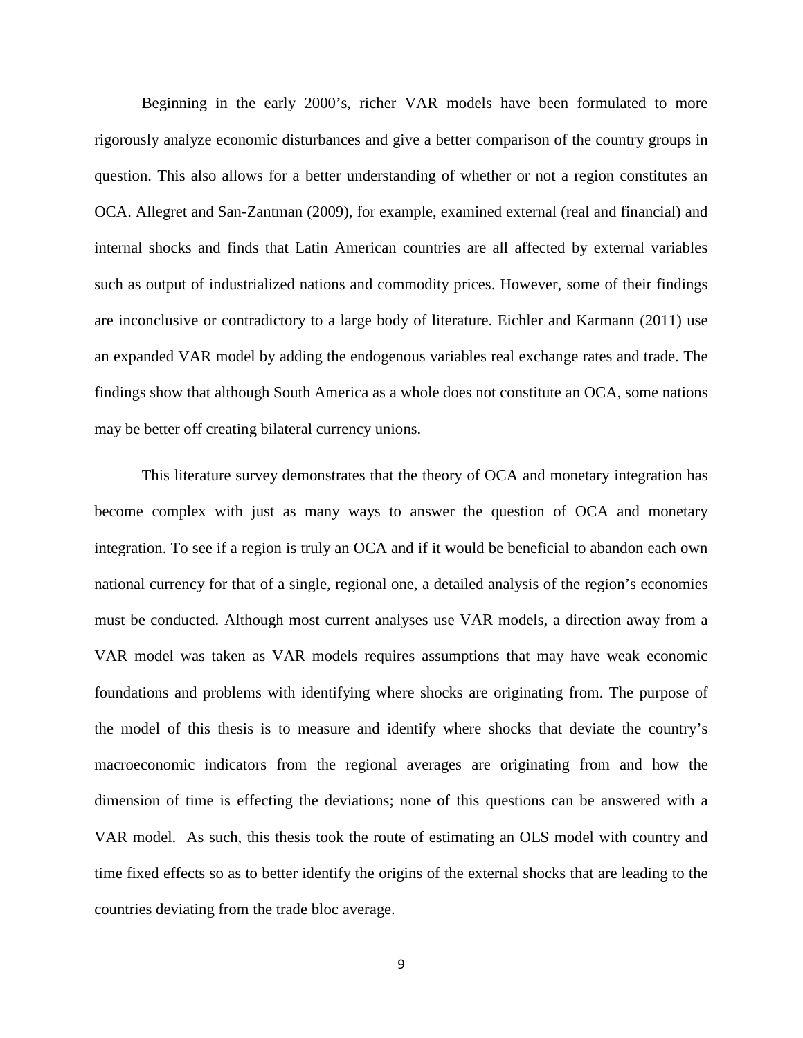Beginning in the early 2000's, richer VAR models have been formulated to more rigorously analyze economic disturbances and give a better comparison of the country groups in question. This also allows for a better understanding of whether or not a region constitutes an OCA. Allegret and San-Zantman (2009), for example, examined external (real and financial) and internal shocks and finds that Latin American countries are all affected by external variables such as output of industrialized nations and commodity prices. However, some of their findings are inconclusive or contradictory to a large body of literature. Eichler and Karmann (2011) use an expanded VAR model by adding the endogenous variables real exchange rates and trade. The findings show that although South America as a whole does not constitute an OCA, some nations may be better off creating bilateral currency unions.

This literature survey demonstrates that the theory of OCA and monetary integration has become complex with just as many ways to answer the question of OCA and monetary integration. To see if a region is truly an OCA and if it would be beneficial to abandon each own national currency for that of a single, regional one, a detailed analysis of the region's economies must be conducted. Although most current analyses use VAR models, a direction away from a VAR model was taken as VAR models requires assumptions that may have weak economic foundations and problems with identifying where shocks are originating from. The purpose of the model of this thesis is to measure and identify where shocks that deviate the country's macroeconomic indicators from the regional averages are originating from and how the dimension of time is effecting the deviations; none of this questions can be answered with a VAR model. As such, this thesis took the route of estimating an OLS model with country and time fixed effects so as to better identify the origins of the external shocks that are leading to the countries deviating from the trade bloc average.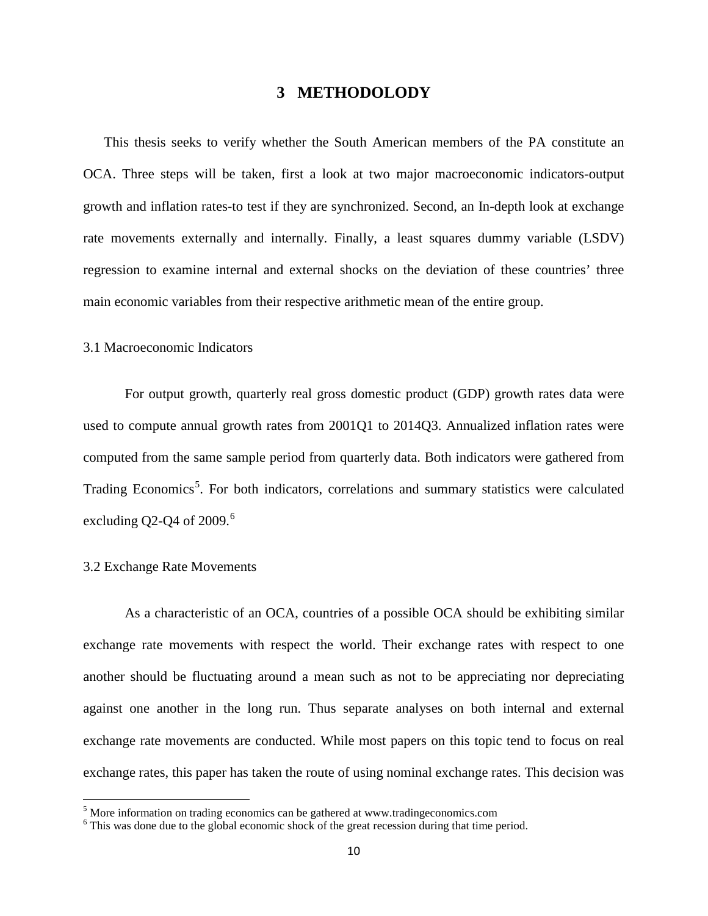# 3 METHODOLODY

This thesis seeks to verify whether the South American members of the PA constitute an OCA. Three steps will be taken, first a look at two major macroeconomic indicators-output growth and inflation rates-to test if they are synchronized. Second, an In-depth look at exchange rate movements externally and internally. Finally, a least squares dummy variable (LSDV) regression to examine internal and external shocks on the deviation of these countries' three main economic variables from their respective arithmetic mean of the entire group.

## 3.1 Macroeconomic Indicators

For output growth, quarterly real gross domestic product (GDP) growth rates data were used to compute annual growth rates from 2001Q1 to 2014Q3. Annualized inflation rates were computed from the same sample period from quarterly data. Both indicators were gathered from Trading Economics[5]. For both indicators, correlations and summary statistics were calculated excluding Q2-Q4 of 2009.[6]

## 3.2 Exchange Rate Movements

As a characteristic of an OCA, countries of a possible OCA should be exhibiting similar exchange rate movements with respect the world. Their exchange rates with respect to one another should be fluctuating around a mean such as not to be appreciating nor depreciating against one another in the long run. Thus separate analyses on both internal and external exchange rate movements are conducted. While most papers on this topic tend to focus on real exchange rates, this paper has taken the route of using nominal exchange rates. This decision was

[5] More information on trading economics can be gathered at www.tradingeconomics.com

[6] This was done due to the global economic shock of the great recession during that time period.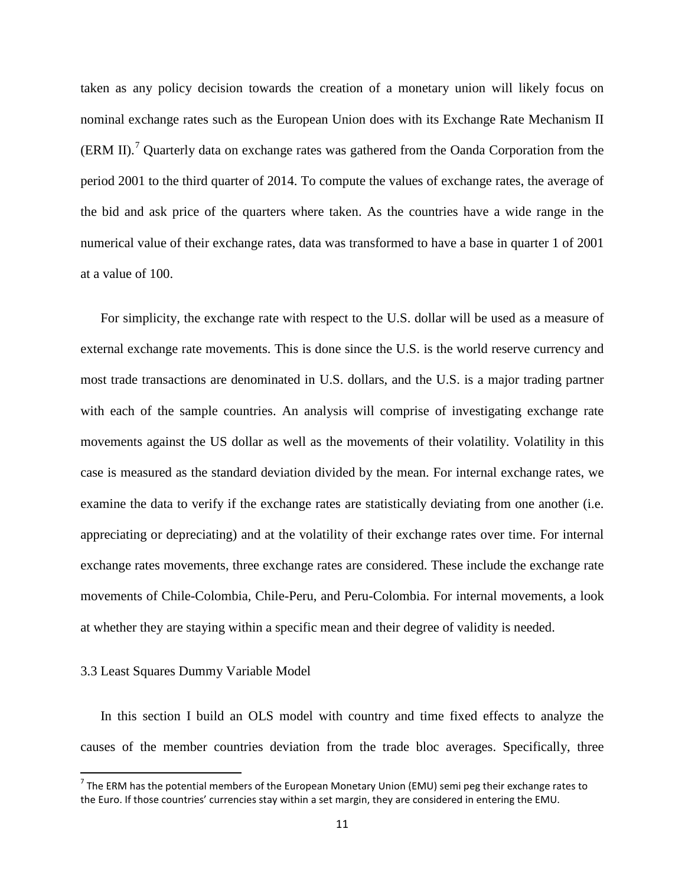taken as any policy decision towards the creation of a monetary union will likely focus on nominal exchange rates such as the European Union does with its Exchange Rate Mechanism II (ERM II).[7] Quarterly data on exchange rates was gathered from the Oanda Corporation from the period 2001 to the third quarter of 2014. To compute the values of exchange rates, the average of the bid and ask price of the quarters where taken. As the countries have a wide range in the numerical value of their exchange rates, data was transformed to have a base in quarter 1 of 2001 at a value of 100.

For simplicity, the exchange rate with respect to the U.S. dollar will be used as a measure of external exchange rate movements. This is done since the U.S. is the world reserve currency and most trade transactions are denominated in U.S. dollars, and the U.S. is a major trading partner with each of the sample countries. An analysis will comprise of investigating exchange rate movements against the US dollar as well as the movements of their volatility. Volatility in this case is measured as the standard deviation divided by the mean. For internal exchange rates, we examine the data to verify if the exchange rates are statistically deviating from one another (i.e. appreciating or depreciating) and at the volatility of their exchange rates over time. For internal exchange rates movements, three exchange rates are considered. These include the exchange rate movements of Chile-Colombia, Chile-Peru, and Peru-Colombia. For internal movements, a look at whether they are staying within a specific mean and their degree of validity is needed.

### 3.3 Least Squares Dummy Variable Model

In this section I build an OLS model with country and time fixed effects to analyze the causes of the member countries deviation from the trade bloc averages. Specifically, three

---

[7] The ERM has the potential members of the European Monetary Union (EMU) semi peg their exchange rates to the Euro. If those countries' currencies stay within a set margin, they are considered in entering the EMU.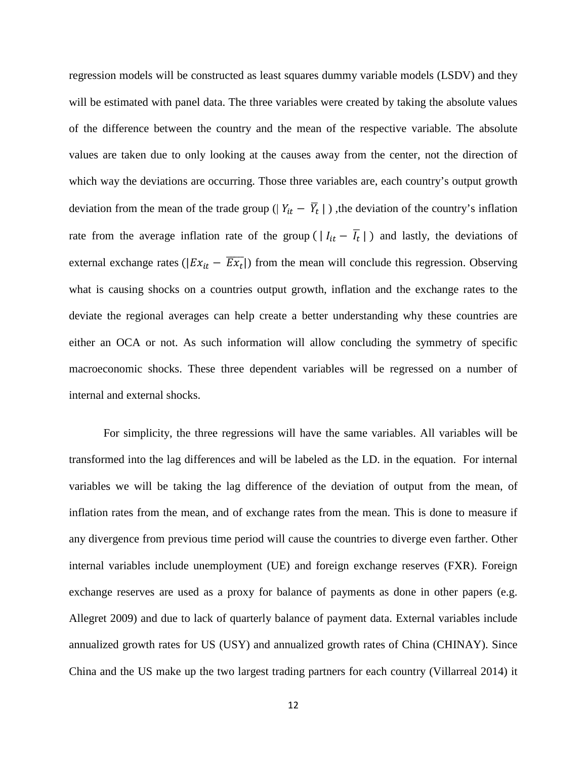regression models will be constructed as least squares dummy variable models (LSDV) and they will be estimated with panel data. The three variables were created by taking the absolute values of the difference between the country and the mean of the respective variable. The absolute values are taken due to only looking at the causes away from the center, not the direction of which way the deviations are occurring. Those three variables are, each country's output growth deviation from the mean of the trade group ($| Y_{it} - \overline{Y_t} |$) ,the deviation of the country's inflation rate from the average inflation rate of the group ($| I_{it} - \overline{I_t} |$) and lastly, the deviations of external exchange rates ($|Ex_{it} - \overline{Ex_t}|$) from the mean will conclude this regression. Observing what is causing shocks on a countries output growth, inflation and the exchange rates to the deviate the regional averages can help create a better understanding why these countries are either an OCA or not. As such information will allow concluding the symmetry of specific macroeconomic shocks. These three dependent variables will be regressed on a number of internal and external shocks.

For simplicity, the three regressions will have the same variables. All variables will be transformed into the lag differences and will be labeled as the LD. in the equation. For internal variables we will be taking the lag difference of the deviation of output from the mean, of inflation rates from the mean, and of exchange rates from the mean. This is done to measure if any divergence from previous time period will cause the countries to diverge even farther. Other internal variables include unemployment (UE) and foreign exchange reserves (FXR). Foreign exchange reserves are used as a proxy for balance of payments as done in other papers (e.g. Allegret 2009) and due to lack of quarterly balance of payment data. External variables include annualized growth rates for US (USY) and annualized growth rates of China (CHINAY). Since China and the US make up the two largest trading partners for each country (Villarreal 2014) it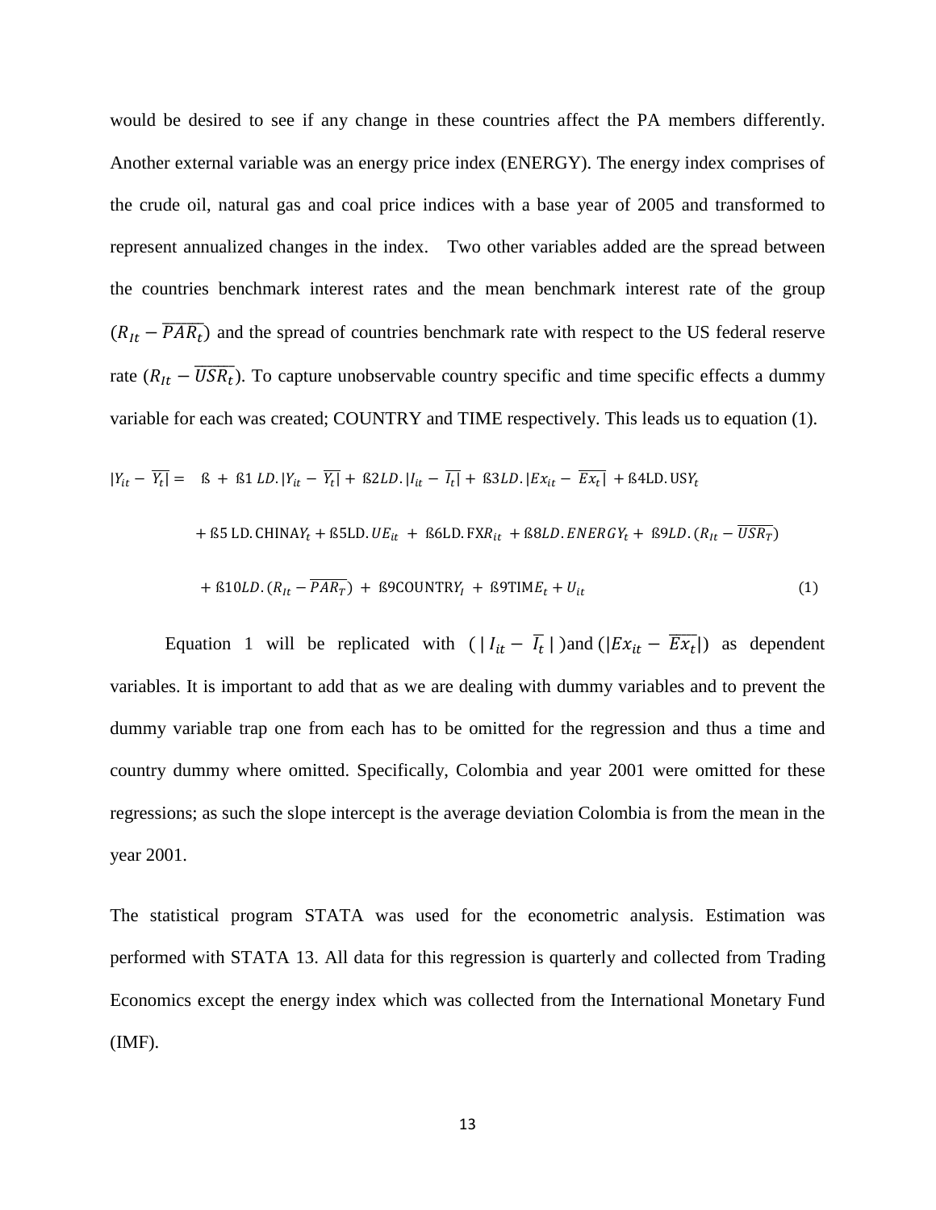would be desired to see if any change in these countries affect the PA members differently. Another external variable was an energy price index (ENERGY). The energy index comprises of the crude oil, natural gas and coal price indices with a base year of 2005 and transformed to represent annualized changes in the index. Two other variables added are the spread between the countries benchmark interest rates and the mean benchmark interest rate of the group ($R_{It} - \overline{PAR_t}$) and the spread of countries benchmark rate with respect to the US federal reserve rate ($R_{It} - \overline{USR_t}$). To capture unobservable country specific and time specific effects a dummy variable for each was created; COUNTRY and TIME respectively. This leads us to equation (1).

$$
\begin{aligned}
|Y_{it} - \overline{Y_t}| = \; & ß + ß1\,LD.|Y_{it} - \overline{Y_t}| + ß2LD.|I_{it} - \overline{I_t}| + ß3LD.|Ex_{it} - \overline{Ex_t}| + ß4\mathrm{LD.USY}_t \\
& + ß5\,\mathrm{LD.CHINAY}_t + ß5\mathrm{LD.}UE_{it} + ß6\mathrm{LD.FXR}_{it} + ß8LD.ENERGY_t + ß9LD.(R_{It} - \overline{USR_T}) \\
& + ß10LD.(R_{It} - \overline{PAR_T}) + ß9\mathrm{COUNTRY}_I + ß9\mathrm{TIME}_t + U_{it} \qquad (1)
\end{aligned}
$$

Equation 1 will be replicated with ($|\,I_{it} - \overline{I_t}\,|$) and ($|Ex_{it} - \overline{Ex_t}|$) as dependent variables. It is important to add that as we are dealing with dummy variables and to prevent the dummy variable trap one from each has to be omitted for the regression and thus a time and country dummy where omitted. Specifically, Colombia and year 2001 were omitted for these regressions; as such the slope intercept is the average deviation Colombia is from the mean in the year 2001.

The statistical program STATA was used for the econometric analysis. Estimation was performed with STATA 13. All data for this regression is quarterly and collected from Trading Economics except the energy index which was collected from the International Monetary Fund (IMF).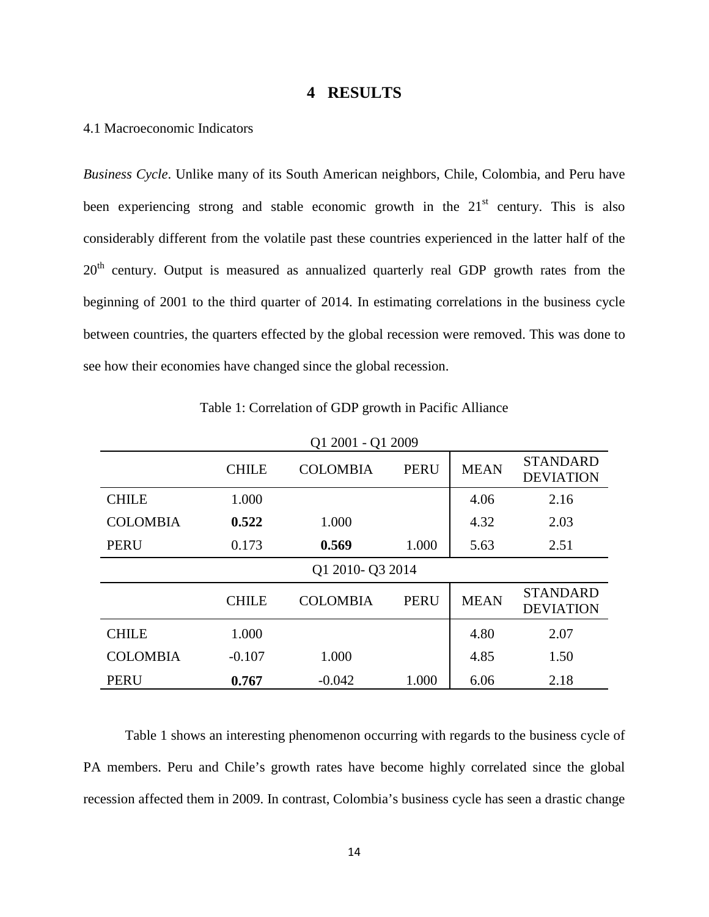# 4 RESULTS

4.1 Macroeconomic Indicators

*Business Cycle*. Unlike many of its South American neighbors, Chile, Colombia, and Peru have been experiencing strong and stable economic growth in the 21st century. This is also considerably different from the volatile past these countries experienced in the latter half of the 20th century. Output is measured as annualized quarterly real GDP growth rates from the beginning of 2001 to the third quarter of 2014. In estimating correlations in the business cycle between countries, the quarters effected by the global recession were removed. This was done to see how their economies have changed since the global recession.

Table 1: Correlation of GDP growth in Pacific Alliance

| Q1 2001 - Q1 2009 | | | | | |
|---|---|---|---|---|---|
| | CHILE | COLOMBIA | PERU | MEAN | STANDARD DEVIATION |
| CHILE | 1.000 | | | 4.06 | 2.16 |
| COLOMBIA | **0.522** | 1.000 | | 4.32 | 2.03 |
| PERU | 0.173 | **0.569** | 1.000 | 5.63 | 2.51 |
| **Q1 2010- Q3 2014** | | | | | |
| | CHILE | COLOMBIA | PERU | MEAN | STANDARD DEVIATION |
| CHILE | 1.000 | | | 4.80 | 2.07 |
| COLOMBIA | -0.107 | 1.000 | | 4.85 | 1.50 |
| PERU | **0.767** | -0.042 | 1.000 | 6.06 | 2.18 |

Table 1 shows an interesting phenomenon occurring with regards to the business cycle of PA members. Peru and Chile's growth rates have become highly correlated since the global recession affected them in 2009. In contrast, Colombia's business cycle has seen a drastic change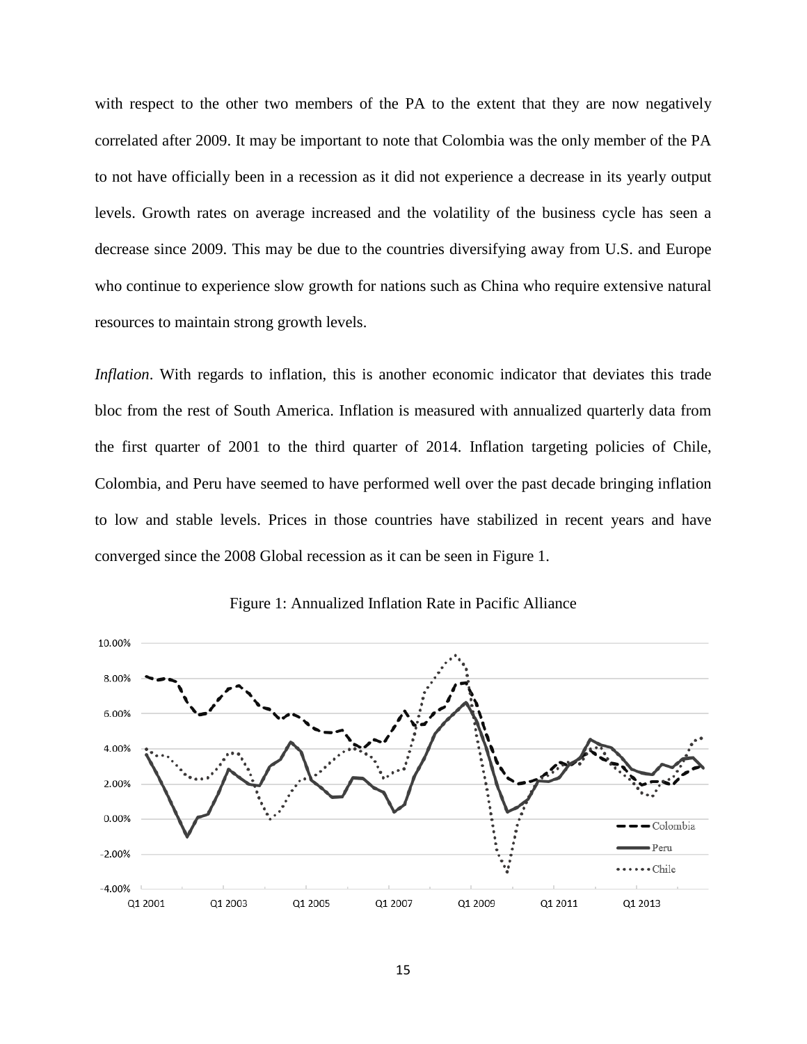with respect to the other two members of the PA to the extent that they are now negatively correlated after 2009. It may be important to note that Colombia was the only member of the PA to not have officially been in a recession as it did not experience a decrease in its yearly output levels. Growth rates on average increased and the volatility of the business cycle has seen a decrease since 2009. This may be due to the countries diversifying away from U.S. and Europe who continue to experience slow growth for nations such as China who require extensive natural resources to maintain strong growth levels.

*Inflation*. With regards to inflation, this is another economic indicator that deviates this trade bloc from the rest of South America. Inflation is measured with annualized quarterly data from the first quarter of 2001 to the third quarter of 2014. Inflation targeting policies of Chile, Colombia, and Peru have seemed to have performed well over the past decade bringing inflation to low and stable levels. Prices in those countries have stabilized in recent years and have converged since the 2008 Global recession as it can be seen in Figure 1.

Figure 1: Annualized Inflation Rate in Pacific Alliance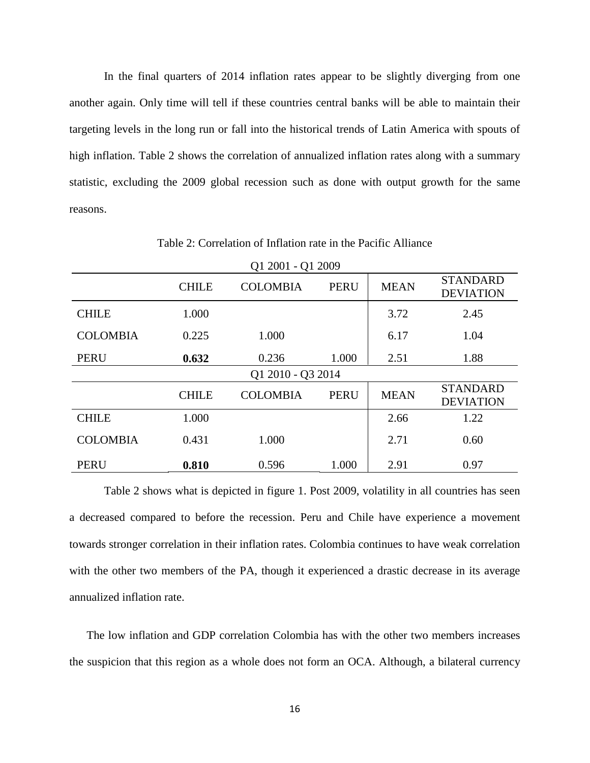In the final quarters of 2014 inflation rates appear to be slightly diverging from one another again. Only time will tell if these countries central banks will be able to maintain their targeting levels in the long run or fall into the historical trends of Latin America with spouts of high inflation. Table 2 shows the correlation of annualized inflation rates along with a summary statistic, excluding the 2009 global recession such as done with output growth for the same reasons.

Table 2: Correlation of Inflation rate in the Pacific Alliance

| Q1 2001 - Q1 2009 | | | | | |
|---|---|---|---|---|---|
| | CHILE | COLOMBIA | PERU | MEAN | STANDARD DEVIATION |
| CHILE | 1.000 | | | 3.72 | 2.45 |
| COLOMBIA | 0.225 | 1.000 | | 6.17 | 1.04 |
| PERU | **0.632** | 0.236 | 1.000 | 2.51 | 1.88 |
| **Q1 2010 - Q3 2014** | | | | | |
| | CHILE | COLOMBIA | PERU | MEAN | STANDARD DEVIATION |
| CHILE | 1.000 | | | 2.66 | 1.22 |
| COLOMBIA | 0.431 | 1.000 | | 2.71 | 0.60 |
| PERU | **0.810** | 0.596 | 1.000 | 2.91 | 0.97 |

Table 2 shows what is depicted in figure 1. Post 2009, volatility in all countries has seen a decreased compared to before the recession. Peru and Chile have experience a movement towards stronger correlation in their inflation rates. Colombia continues to have weak correlation with the other two members of the PA, though it experienced a drastic decrease in its average annualized inflation rate.

The low inflation and GDP correlation Colombia has with the other two members increases the suspicion that this region as a whole does not form an OCA. Although, a bilateral currency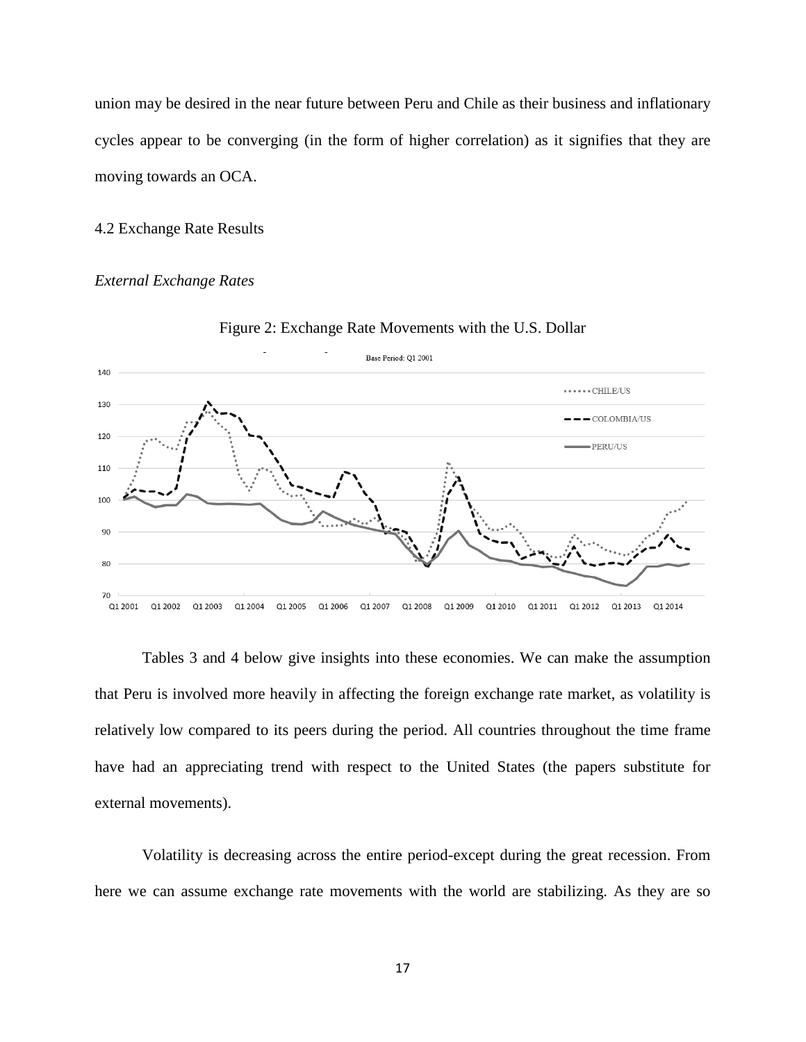union may be desired in the near future between Peru and Chile as their business and inflationary cycles appear to be converging (in the form of higher correlation) as it signifies that they are moving towards an OCA.

### 4.2 Exchange Rate Results

*External Exchange Rates*

Figure 2: Exchange Rate Movements with the U.S. Dollar

Tables 3 and 4 below give insights into these economies. We can make the assumption that Peru is involved more heavily in affecting the foreign exchange rate market, as volatility is relatively low compared to its peers during the period. All countries throughout the time frame have had an appreciating trend with respect to the United States (the papers substitute for external movements).

Volatility is decreasing across the entire period-except during the great recession. From here we can assume exchange rate movements with the world are stabilizing. As they are so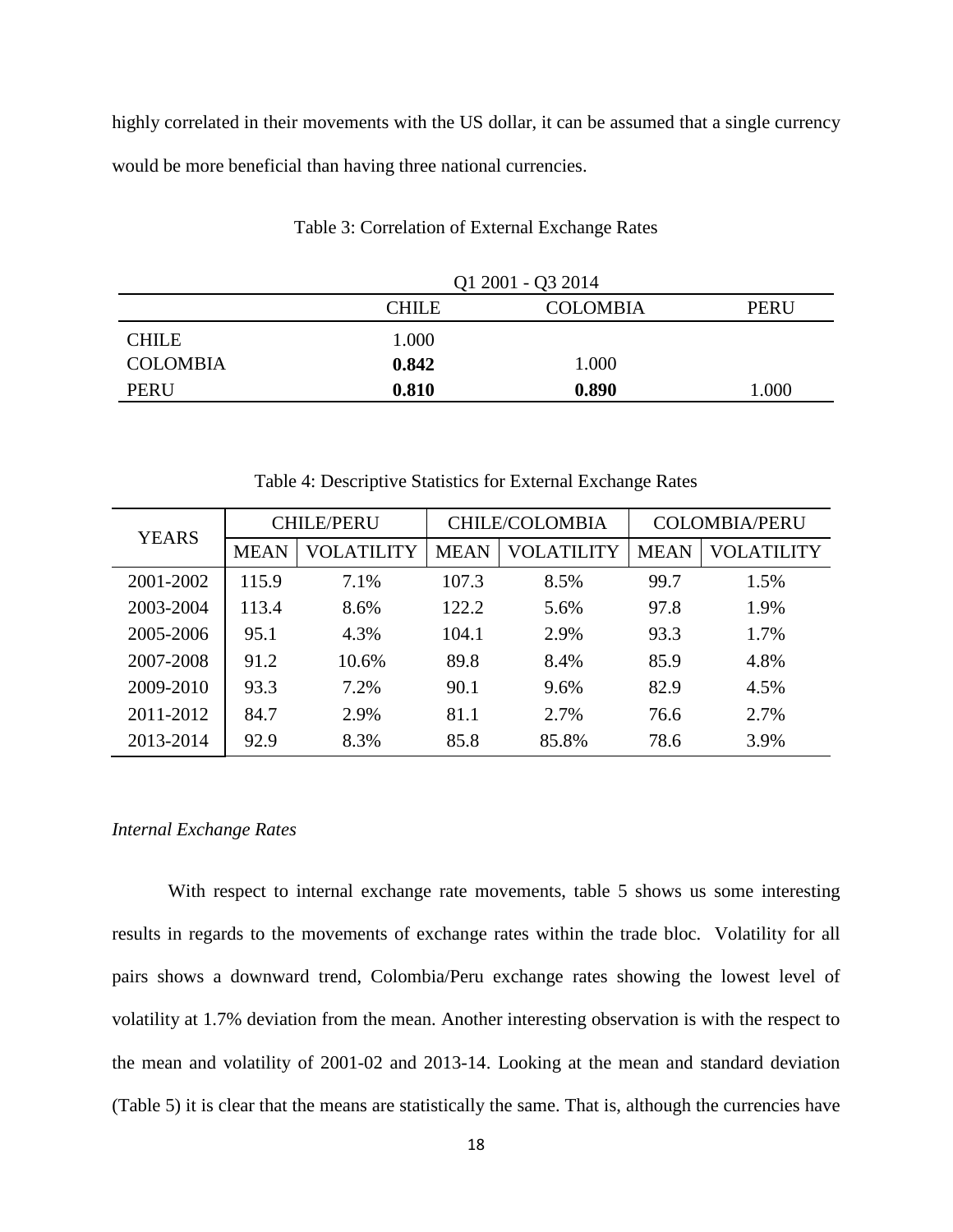highly correlated in their movements with the US dollar, it can be assumed that a single currency would be more beneficial than having three national currencies.

Table 3: Correlation of External Exchange Rates

| | Q1 2001 - Q3 2014 | | |
|---|---|---|---|
| | CHILE | COLOMBIA | PERU |
| CHILE | 1.000 | | |
| COLOMBIA | **0.842** | 1.000 | |
| PERU | **0.810** | **0.890** | 1.000 |

Table 4: Descriptive Statistics for External Exchange Rates

| YEARS | CHILE/PERU | | CHILE/COLOMBIA | | COLOMBIA/PERU | |
|---|---|---|---|---|---|---|
| | MEAN | VOLATILITY | MEAN | VOLATILITY | MEAN | VOLATILITY |
| 2001-2002 | 115.9 | 7.1% | 107.3 | 8.5% | 99.7 | 1.5% |
| 2003-2004 | 113.4 | 8.6% | 122.2 | 5.6% | 97.8 | 1.9% |
| 2005-2006 | 95.1 | 4.3% | 104.1 | 2.9% | 93.3 | 1.7% |
| 2007-2008 | 91.2 | 10.6% | 89.8 | 8.4% | 85.9 | 4.8% |
| 2009-2010 | 93.3 | 7.2% | 90.1 | 9.6% | 82.9 | 4.5% |
| 2011-2012 | 84.7 | 2.9% | 81.1 | 2.7% | 76.6 | 2.7% |
| 2013-2014 | 92.9 | 8.3% | 85.8 | 85.8% | 78.6 | 3.9% |

*Internal Exchange Rates*

With respect to internal exchange rate movements, table 5 shows us some interesting results in regards to the movements of exchange rates within the trade bloc. Volatility for all pairs shows a downward trend, Colombia/Peru exchange rates showing the lowest level of volatility at 1.7% deviation from the mean. Another interesting observation is with the respect to the mean and volatility of 2001-02 and 2013-14. Looking at the mean and standard deviation (Table 5) it is clear that the means are statistically the same. That is, although the currencies have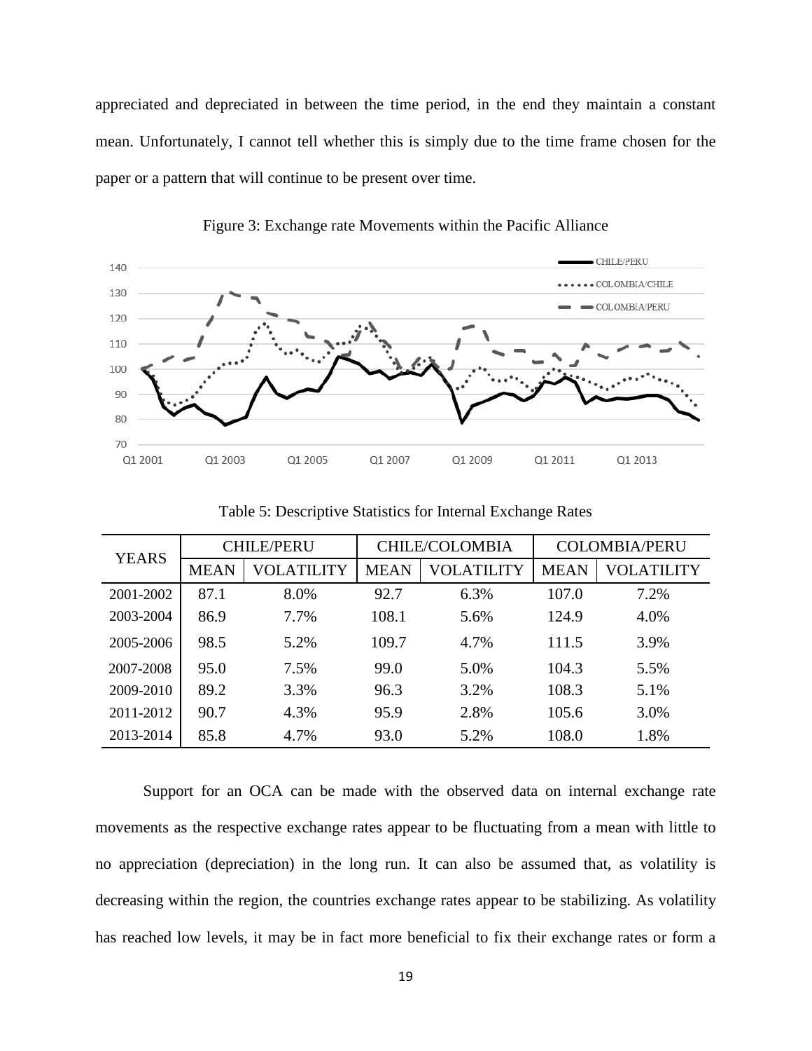appreciated and depreciated in between the time period, in the end they maintain a constant mean. Unfortunately, I cannot tell whether this is simply due to the time frame chosen for the paper or a pattern that will continue to be present over time.

Figure 3: Exchange rate Movements within the Pacific Alliance

Table 5: Descriptive Statistics for Internal Exchange Rates

| YEARS | CHILE/PERU | | CHILE/COLOMBIA | | COLOMBIA/PERU | |
|---|---|---|---|---|---|---|
| | MEAN | VOLATILITY | MEAN | VOLATILITY | MEAN | VOLATILITY |
| 2001-2002 | 87.1 | 8.0% | 92.7 | 6.3% | 107.0 | 7.2% |
| 2003-2004 | 86.9 | 7.7% | 108.1 | 5.6% | 124.9 | 4.0% |
| 2005-2006 | 98.5 | 5.2% | 109.7 | 4.7% | 111.5 | 3.9% |
| 2007-2008 | 95.0 | 7.5% | 99.0 | 5.0% | 104.3 | 5.5% |
| 2009-2010 | 89.2 | 3.3% | 96.3 | 3.2% | 108.3 | 5.1% |
| 2011-2012 | 90.7 | 4.3% | 95.9 | 2.8% | 105.6 | 3.0% |
| 2013-2014 | 85.8 | 4.7% | 93.0 | 5.2% | 108.0 | 1.8% |

Support for an OCA can be made with the observed data on internal exchange rate movements as the respective exchange rates appear to be fluctuating from a mean with little to no appreciation (depreciation) in the long run. It can also be assumed that, as volatility is decreasing within the region, the countries exchange rates appear to be stabilizing. As volatility has reached low levels, it may be in fact more beneficial to fix their exchange rates or form a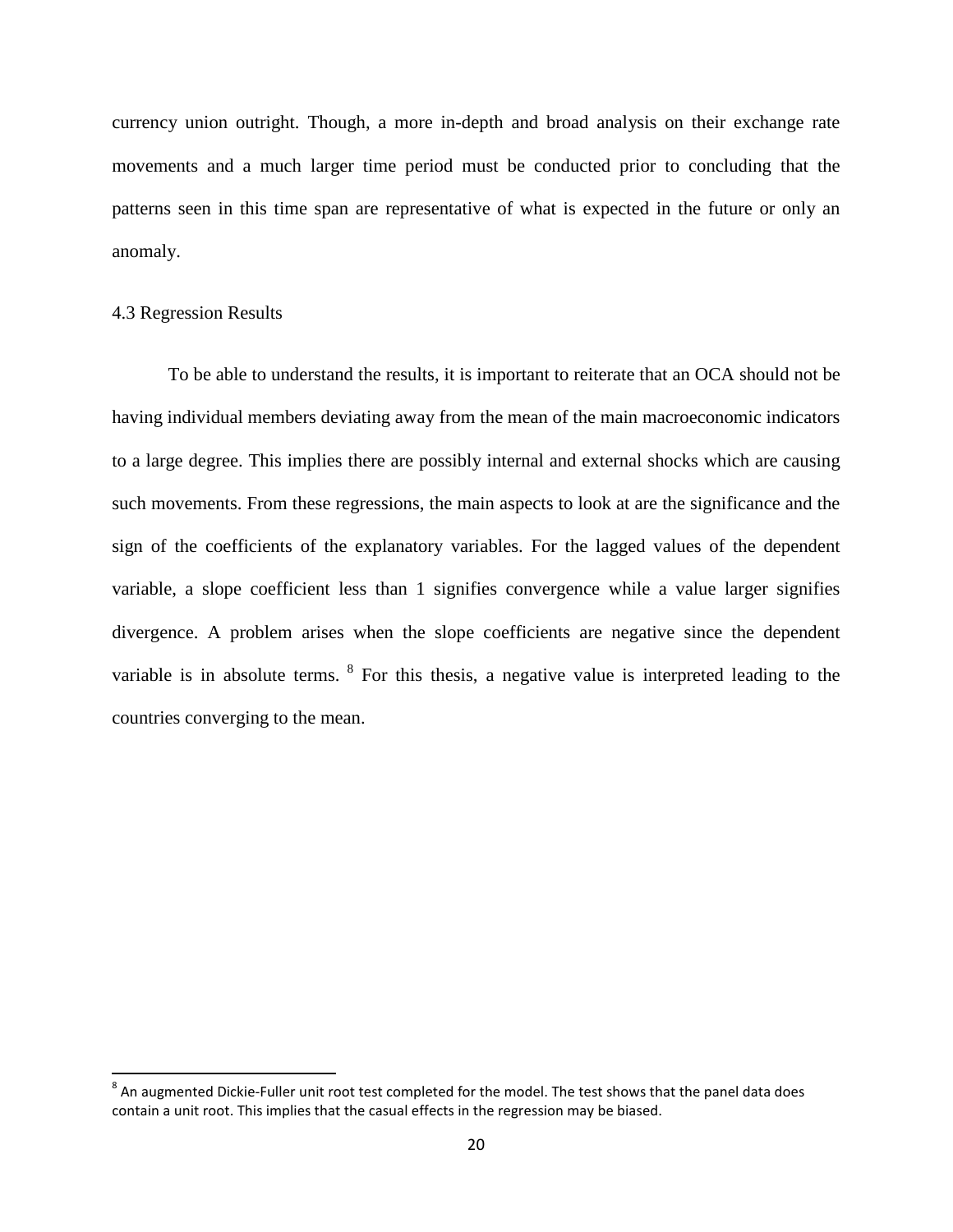currency union outright. Though, a more in-depth and broad analysis on their exchange rate movements and a much larger time period must be conducted prior to concluding that the patterns seen in this time span are representative of what is expected in the future or only an anomaly.

### 4.3 Regression Results

To be able to understand the results, it is important to reiterate that an OCA should not be having individual members deviating away from the mean of the main macroeconomic indicators to a large degree. This implies there are possibly internal and external shocks which are causing such movements. From these regressions, the main aspects to look at are the significance and the sign of the coefficients of the explanatory variables. For the lagged values of the dependent variable, a slope coefficient less than 1 signifies convergence while a value larger signifies divergence. A problem arises when the slope coefficients are negative since the dependent variable is in absolute terms. [8] For this thesis, a negative value is interpreted leading to the countries converging to the mean.

[8] An augmented Dickie-Fuller unit root test completed for the model. The test shows that the panel data does contain a unit root. This implies that the casual effects in the regression may be biased.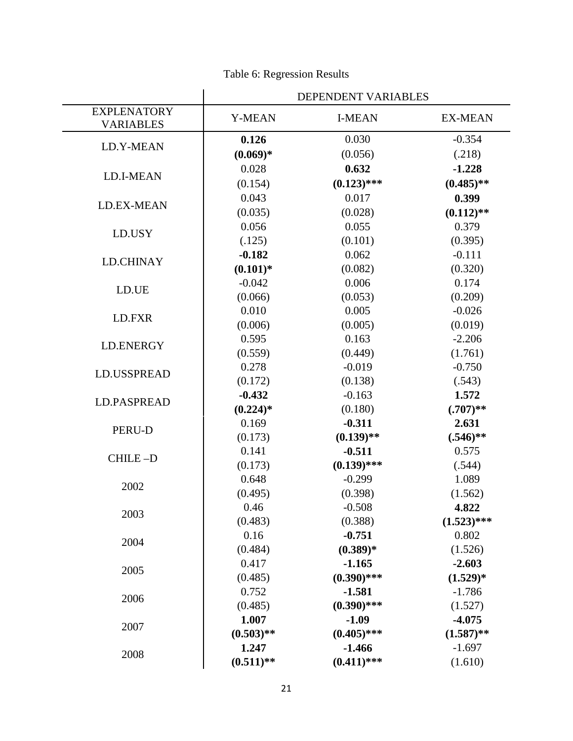Table 6: Regression Results

| EXPLANATORY VARIABLES | DEPENDENT VARIABLES | | |
|---|---|---|---|
| | Y-MEAN | I-MEAN | EX-MEAN |
| LD.Y-MEAN | **0.126** | 0.030 | -0.354 |
| | **(0.069)*** | (0.056) | (.218) |
| LD.I-MEAN | 0.028 | **0.632** | **-1.228** |
| | (0.154) | **(0.123)***** | **(0.485)**** |
| LD.EX-MEAN | 0.043 | 0.017 | **0.399** |
| | (0.035) | (0.028) | **(0.112)**** |
| LD.USY | 0.056 | 0.055 | 0.379 |
| | (.125) | (0.101) | (0.395) |
| LD.CHINAY | **-0.182** | 0.062 | -0.111 |
| | **(0.101)*** | (0.082) | (0.320) |
| LD.UE | -0.042 | 0.006 | 0.174 |
| | (0.066) | (0.053) | (0.209) |
| LD.FXR | 0.010 | 0.005 | -0.026 |
| | (0.006) | (0.005) | (0.019) |
| LD.ENERGY | 0.595 | 0.163 | -2.206 |
| | (0.559) | (0.449) | (1.761) |
| LD.USSPREAD | 0.278 | -0.019 | -0.750 |
| | (0.172) | (0.138) | (.543) |
| LD.PASPREAD | **-0.432** | -0.163 | **1.572** |
| | **(0.224)*** | (0.180) | **(.707)**** |
| PERU-D | 0.169 | **-0.311** | **2.631** |
| | (0.173) | **(0.139)**** | **(.546)**** |
| CHILE –D | 0.141 | **-0.511** | 0.575 |
| | (0.173) | **(0.139)***** | (.544) |
| 2002 | 0.648 | -0.299 | 1.089 |
| | (0.495) | (0.398) | (1.562) |
| 2003 | 0.46 | -0.508 | **4.822** |
| | (0.483) | (0.388) | **(1.523)***** |
| 2004 | 0.16 | **-0.751** | 0.802 |
| | (0.484) | **(0.389)*** | (1.526) |
| 2005 | 0.417 | **-1.165** | **-2.603** |
| | (0.485) | **(0.390)***** | **(1.529)*** |
| 2006 | 0.752 | **-1.581** | -1.786 |
| | (0.485) | **(0.390)***** | (1.527) |
| 2007 | **1.007** | **-1.09** | **-4.075** |
| | **(0.503)**** | **(0.405)***** | **(1.587)**** |
| 2008 | **1.247** | **-1.466** | -1.697 |
| | **(0.511)**** | **(0.411)***** | (1.610) |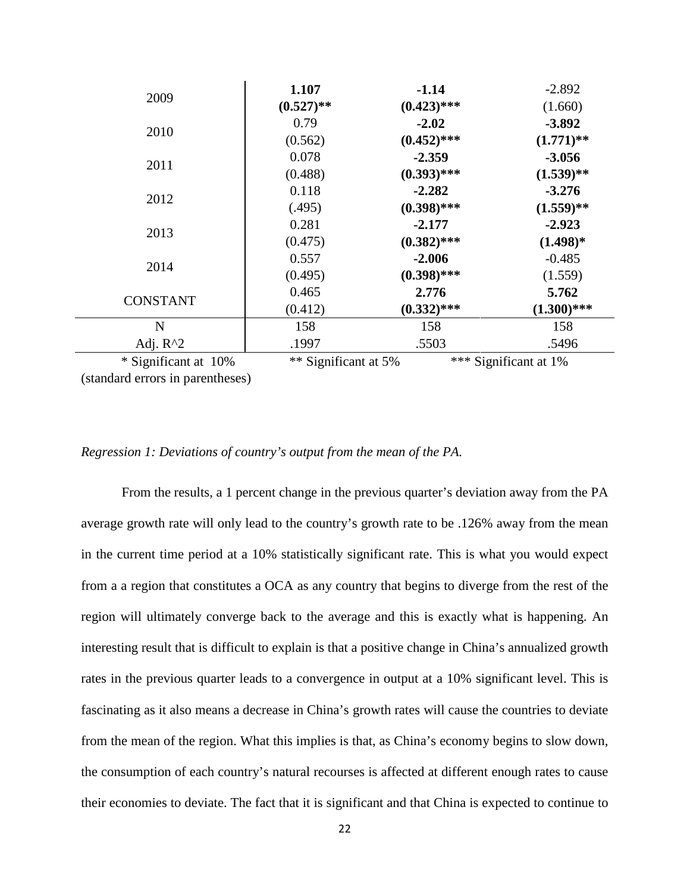| | | | |
|---|---|---|---|
| 2009 | **1.107** | **-1.14** | -2.892 |
| | **(0.527)**** | **(0.423)***** | (1.660) |
| 2010 | 0.79 | **-2.02** | **-3.892** |
| | (0.562) | **(0.452)***** | **(1.771)**** |
| 2011 | 0.078 | **-2.359** | **-3.056** |
| | (0.488) | **(0.393)***** | **(1.539)**** |
| 2012 | 0.118 | **-2.282** | **-3.276** |
| | (.495) | **(0.398)***** | **(1.559)**** |
| 2013 | 0.281 | **-2.177** | **-2.923** |
| | (0.475) | **(0.382)***** | **(1.498)*** |
| 2014 | 0.557 | **-2.006** | -0.485 |
| | (0.495) | **(0.398)***** | (1.559) |
| CONSTANT | 0.465 | **2.776** | **5.762** |
| | (0.412) | **(0.332)***** | **(1.300)***** |
| N | 158 | 158 | 158 |
| Adj. R^2 | .1997 | .5503 | .5496 |

\* Significant at 10% ** Significant at 5% *** Significant at 1%

(standard errors in parentheses)

*Regression 1: Deviations of country's output from the mean of the PA.*

From the results, a 1 percent change in the previous quarter's deviation away from the PA average growth rate will only lead to the country's growth rate to be .126% away from the mean in the current time period at a 10% statistically significant rate. This is what you would expect from a a region that constitutes a OCA as any country that begins to diverge from the rest of the region will ultimately converge back to the average and this is exactly what is happening. An interesting result that is difficult to explain is that a positive change in China's annualized growth rates in the previous quarter leads to a convergence in output at a 10% significant level. This is fascinating as it also means a decrease in China's growth rates will cause the countries to deviate from the mean of the region. What this implies is that, as China's economy begins to slow down, the consumption of each country's natural recourses is affected at different enough rates to cause their economies to deviate. The fact that it is significant and that China is expected to continue to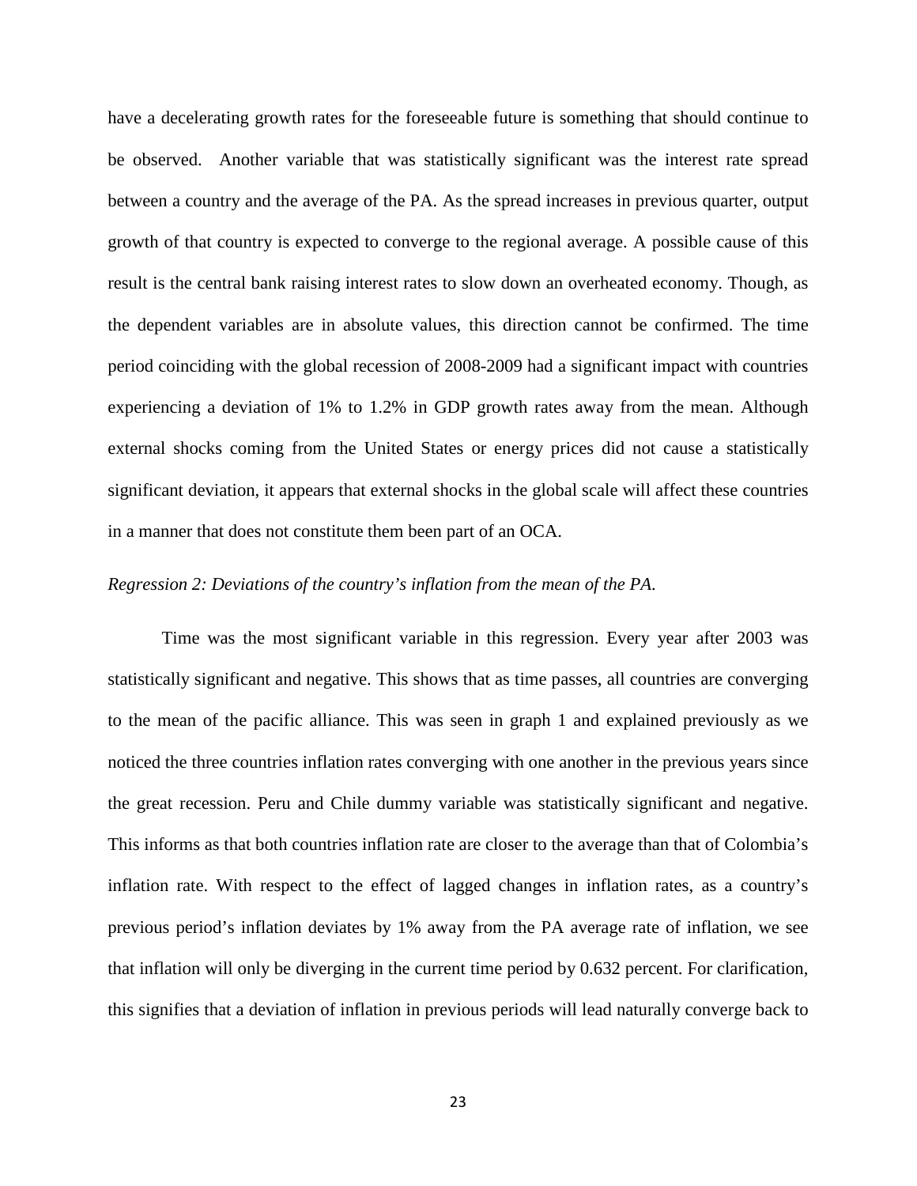have a decelerating growth rates for the foreseeable future is something that should continue to be observed. Another variable that was statistically significant was the interest rate spread between a country and the average of the PA. As the spread increases in previous quarter, output growth of that country is expected to converge to the regional average. A possible cause of this result is the central bank raising interest rates to slow down an overheated economy. Though, as the dependent variables are in absolute values, this direction cannot be confirmed. The time period coinciding with the global recession of 2008-2009 had a significant impact with countries experiencing a deviation of 1% to 1.2% in GDP growth rates away from the mean. Although external shocks coming from the United States or energy prices did not cause a statistically significant deviation, it appears that external shocks in the global scale will affect these countries in a manner that does not constitute them been part of an OCA.

*Regression 2: Deviations of the country's inflation from the mean of the PA.*

Time was the most significant variable in this regression. Every year after 2003 was statistically significant and negative. This shows that as time passes, all countries are converging to the mean of the pacific alliance. This was seen in graph 1 and explained previously as we noticed the three countries inflation rates converging with one another in the previous years since the great recession. Peru and Chile dummy variable was statistically significant and negative. This informs as that both countries inflation rate are closer to the average than that of Colombia's inflation rate. With respect to the effect of lagged changes in inflation rates, as a country's previous period's inflation deviates by 1% away from the PA average rate of inflation, we see that inflation will only be diverging in the current time period by 0.632 percent. For clarification, this signifies that a deviation of inflation in previous periods will lead naturally converge back to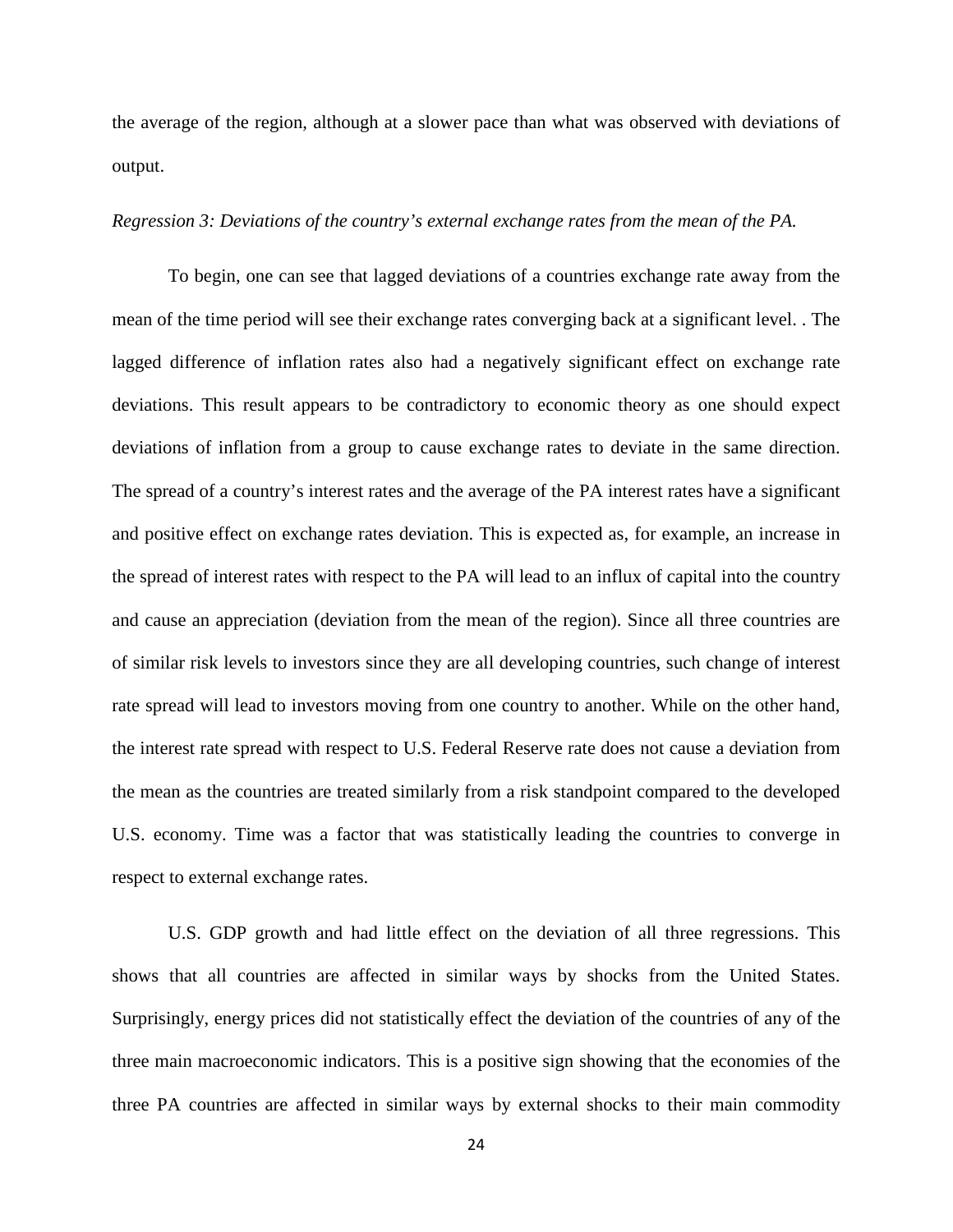the average of the region, although at a slower pace than what was observed with deviations of output.

*Regression 3: Deviations of the country's external exchange rates from the mean of the PA.*

To begin, one can see that lagged deviations of a countries exchange rate away from the mean of the time period will see their exchange rates converging back at a significant level. . The lagged difference of inflation rates also had a negatively significant effect on exchange rate deviations. This result appears to be contradictory to economic theory as one should expect deviations of inflation from a group to cause exchange rates to deviate in the same direction. The spread of a country's interest rates and the average of the PA interest rates have a significant and positive effect on exchange rates deviation. This is expected as, for example, an increase in the spread of interest rates with respect to the PA will lead to an influx of capital into the country and cause an appreciation (deviation from the mean of the region). Since all three countries are of similar risk levels to investors since they are all developing countries, such change of interest rate spread will lead to investors moving from one country to another. While on the other hand, the interest rate spread with respect to U.S. Federal Reserve rate does not cause a deviation from the mean as the countries are treated similarly from a risk standpoint compared to the developed U.S. economy. Time was a factor that was statistically leading the countries to converge in respect to external exchange rates.

U.S. GDP growth and had little effect on the deviation of all three regressions. This shows that all countries are affected in similar ways by shocks from the United States. Surprisingly, energy prices did not statistically effect the deviation of the countries of any of the three main macroeconomic indicators. This is a positive sign showing that the economies of the three PA countries are affected in similar ways by external shocks to their main commodity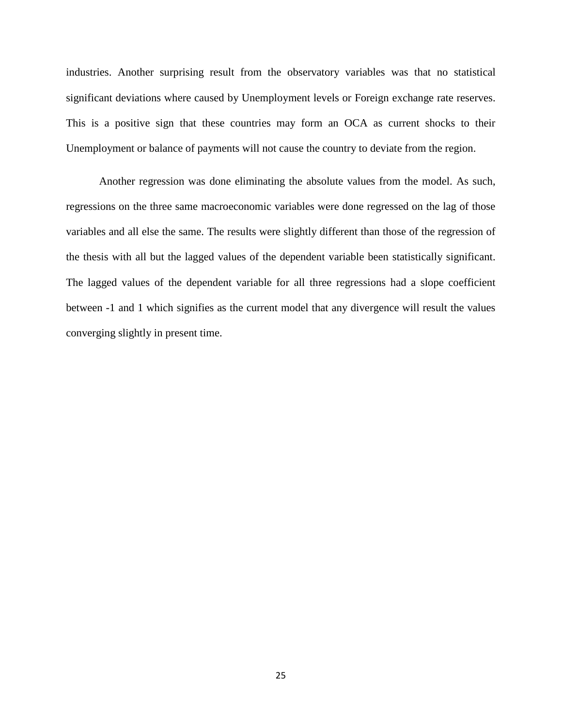industries. Another surprising result from the observatory variables was that no statistical significant deviations where caused by Unemployment levels or Foreign exchange rate reserves. This is a positive sign that these countries may form an OCA as current shocks to their Unemployment or balance of payments will not cause the country to deviate from the region.

Another regression was done eliminating the absolute values from the model. As such, regressions on the three same macroeconomic variables were done regressed on the lag of those variables and all else the same. The results were slightly different than those of the regression of the thesis with all but the lagged values of the dependent variable been statistically significant. The lagged values of the dependent variable for all three regressions had a slope coefficient between -1 and 1 which signifies as the current model that any divergence will result the values converging slightly in present time.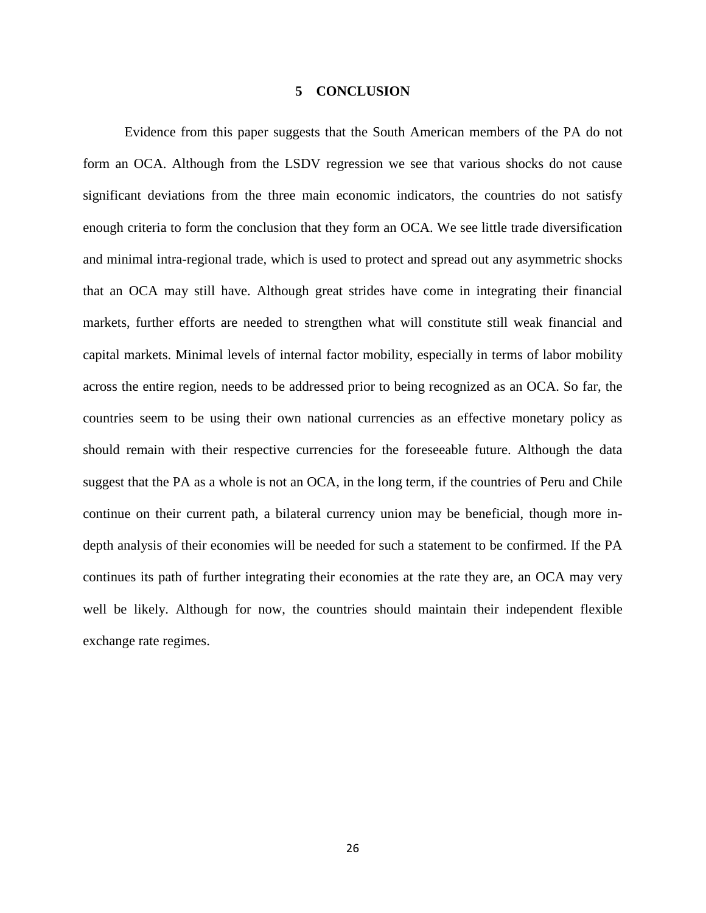# 5 CONCLUSION

Evidence from this paper suggests that the South American members of the PA do not form an OCA. Although from the LSDV regression we see that various shocks do not cause significant deviations from the three main economic indicators, the countries do not satisfy enough criteria to form the conclusion that they form an OCA. We see little trade diversification and minimal intra-regional trade, which is used to protect and spread out any asymmetric shocks that an OCA may still have. Although great strides have come in integrating their financial markets, further efforts are needed to strengthen what will constitute still weak financial and capital markets. Minimal levels of internal factor mobility, especially in terms of labor mobility across the entire region, needs to be addressed prior to being recognized as an OCA. So far, the countries seem to be using their own national currencies as an effective monetary policy as should remain with their respective currencies for the foreseeable future. Although the data suggest that the PA as a whole is not an OCA, in the long term, if the countries of Peru and Chile continue on their current path, a bilateral currency union may be beneficial, though more in-depth analysis of their economies will be needed for such a statement to be confirmed. If the PA continues its path of further integrating their economies at the rate they are, an OCA may very well be likely. Although for now, the countries should maintain their independent flexible exchange rate regimes.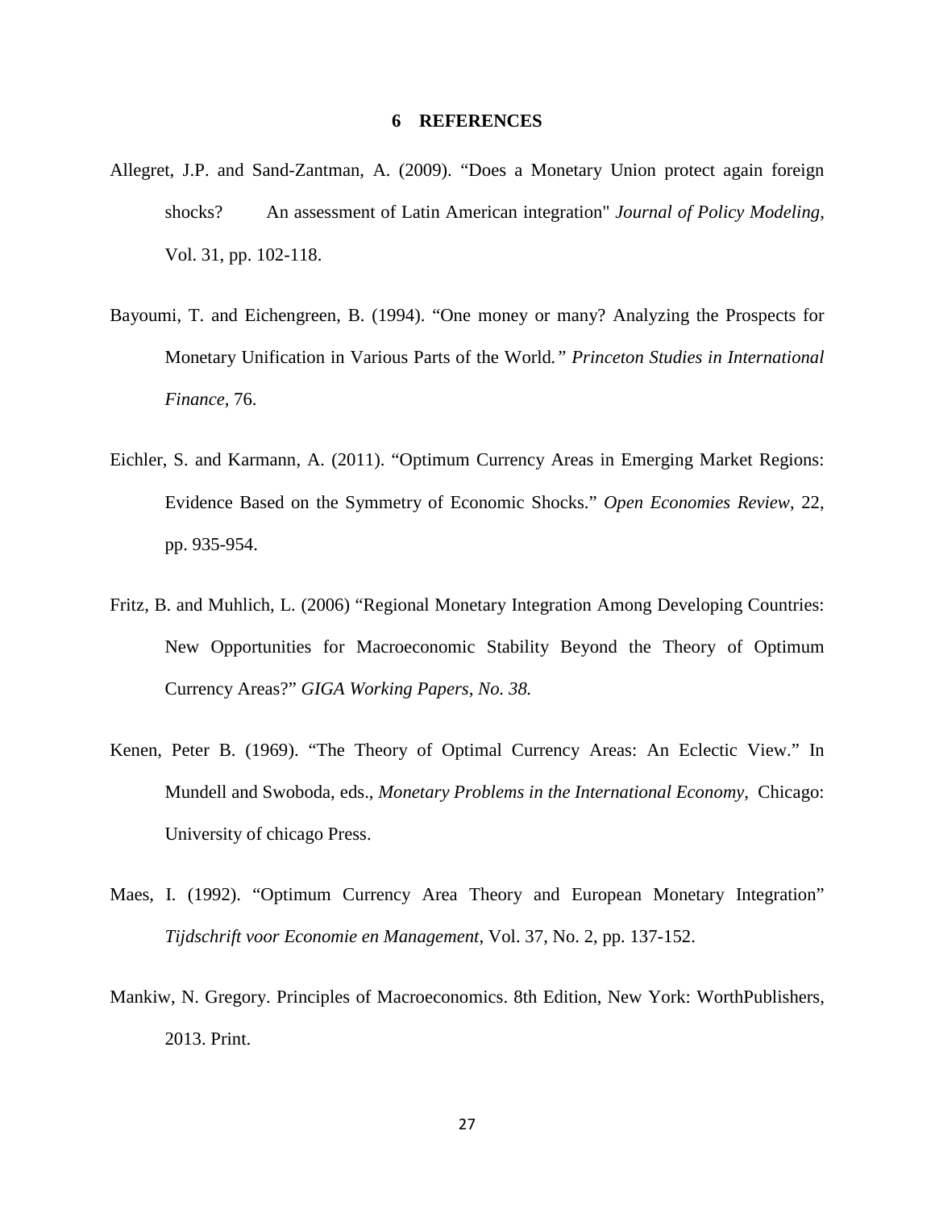## 6 REFERENCES

Allegret, J.P. and Sand-Zantman, A. (2009). "Does a Monetary Union protect again foreign shocks? An assessment of Latin American integration" *Journal of Policy Modeling*, Vol. 31, pp. 102-118.

Bayoumi, T. and Eichengreen, B. (1994). "One money or many? Analyzing the Prospects for Monetary Unification in Various Parts of the World." *Princeton Studies in International Finance*, 76.

Eichler, S. and Karmann, A. (2011). "Optimum Currency Areas in Emerging Market Regions: Evidence Based on the Symmetry of Economic Shocks." *Open Economies Review*, 22, pp. 935-954.

Fritz, B. and Muhlich, L. (2006) "Regional Monetary Integration Among Developing Countries: New Opportunities for Macroeconomic Stability Beyond the Theory of Optimum Currency Areas?" *GIGA Working Papers, No. 38.*

Kenen, Peter B. (1969). "The Theory of Optimal Currency Areas: An Eclectic View." In Mundell and Swoboda, eds., *Monetary Problems in the International Economy*, Chicago: University of chicago Press.

Maes, I. (1992). "Optimum Currency Area Theory and European Monetary Integration" *Tijdschrift voor Economie en Management*, Vol. 37, No. 2, pp. 137-152.

Mankiw, N. Gregory. Principles of Macroeconomics. 8th Edition, New York: WorthPublishers, 2013. Print.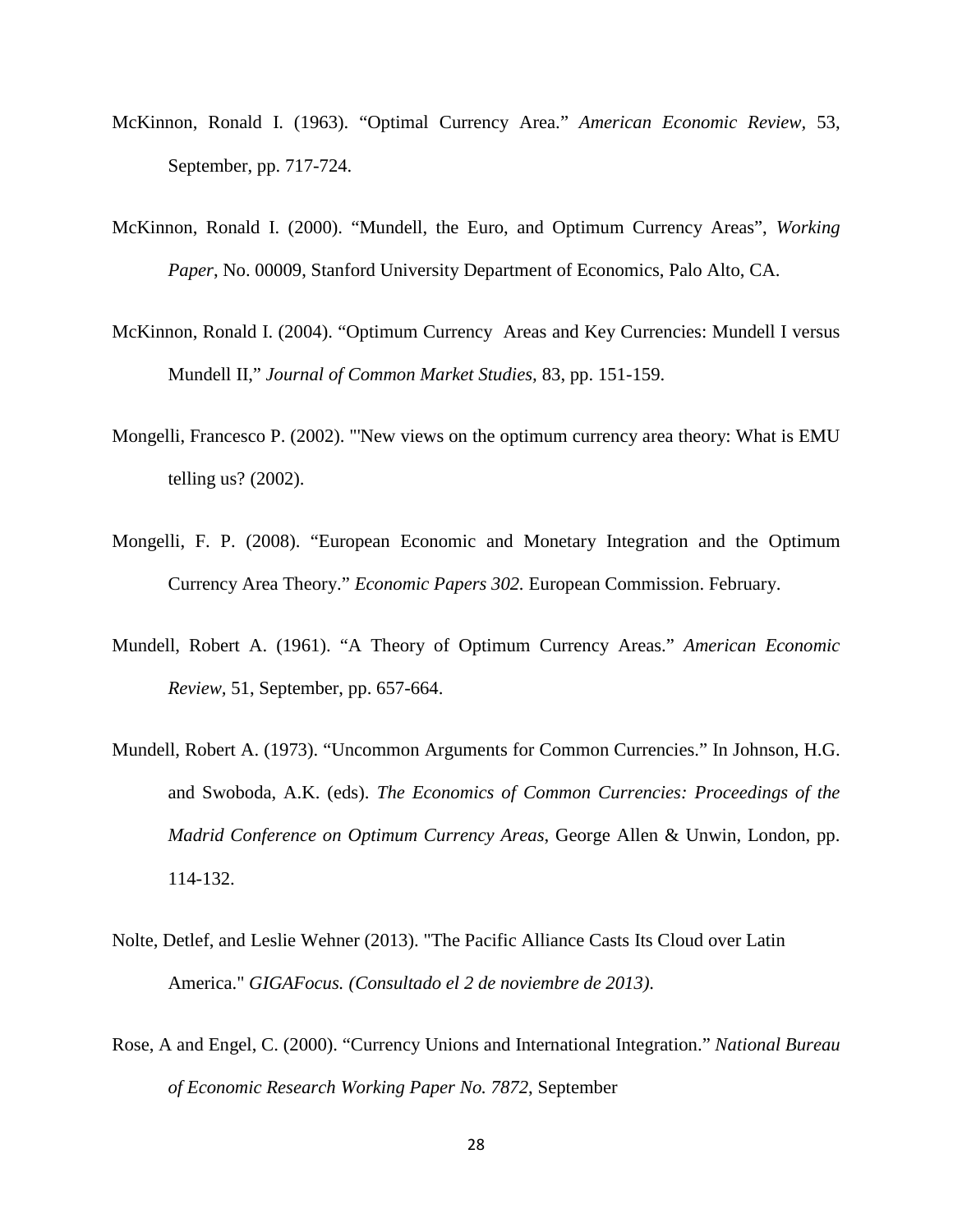McKinnon, Ronald I. (1963). “Optimal Currency Area.” *American Economic Review*, 53, September, pp. 717-724.

McKinnon, Ronald I. (2000). “Mundell, the Euro, and Optimum Currency Areas”, *Working Paper*, No. 00009, Stanford University Department of Economics, Palo Alto, CA.

McKinnon, Ronald I. (2004). “Optimum Currency Areas and Key Currencies: Mundell I versus Mundell II,” *Journal of Common Market Studies,* 83, pp. 151-159.

Mongelli, Francesco P. (2002). "'New views on the optimum currency area theory: What is EMU telling us? (2002).

Mongelli, F. P. (2008). “European Economic and Monetary Integration and the Optimum Currency Area Theory.” *Economic Papers 302.* European Commission. February.

Mundell, Robert A. (1961). “A Theory of Optimum Currency Areas.” *American Economic Review,* 51, September, pp. 657-664.

Mundell, Robert A. (1973). “Uncommon Arguments for Common Currencies.” In Johnson, H.G. and Swoboda, A.K. (eds). *The Economics of Common Currencies: Proceedings of the Madrid Conference on Optimum Currency Areas*, George Allen & Unwin, London, pp. 114-132.

Nolte, Detlef, and Leslie Wehner (2013). "The Pacific Alliance Casts Its Cloud over Latin America." *GIGAFocus. (Consultado el 2 de noviembre de 2013).*

Rose, A and Engel, C. (2000). “Currency Unions and International Integration.” *National Bureau of Economic Research Working Paper No. 7872,* September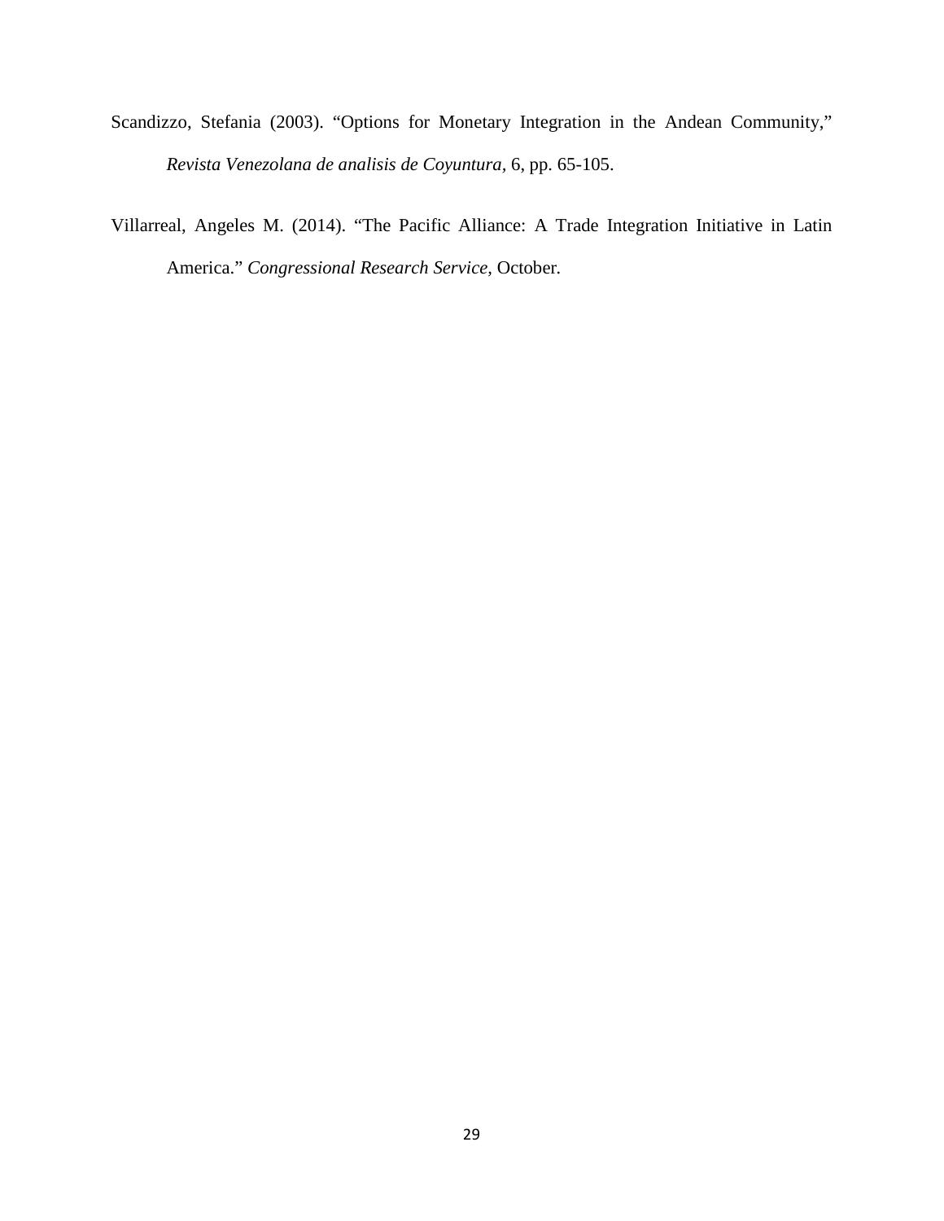Scandizzo, Stefania (2003). "Options for Monetary Integration in the Andean Community," *Revista Venezolana de analisis de Coyuntura*, 6, pp. 65-105.

Villarreal, Angeles M. (2014). "The Pacific Alliance: A Trade Integration Initiative in Latin America." *Congressional Research Service*, October.